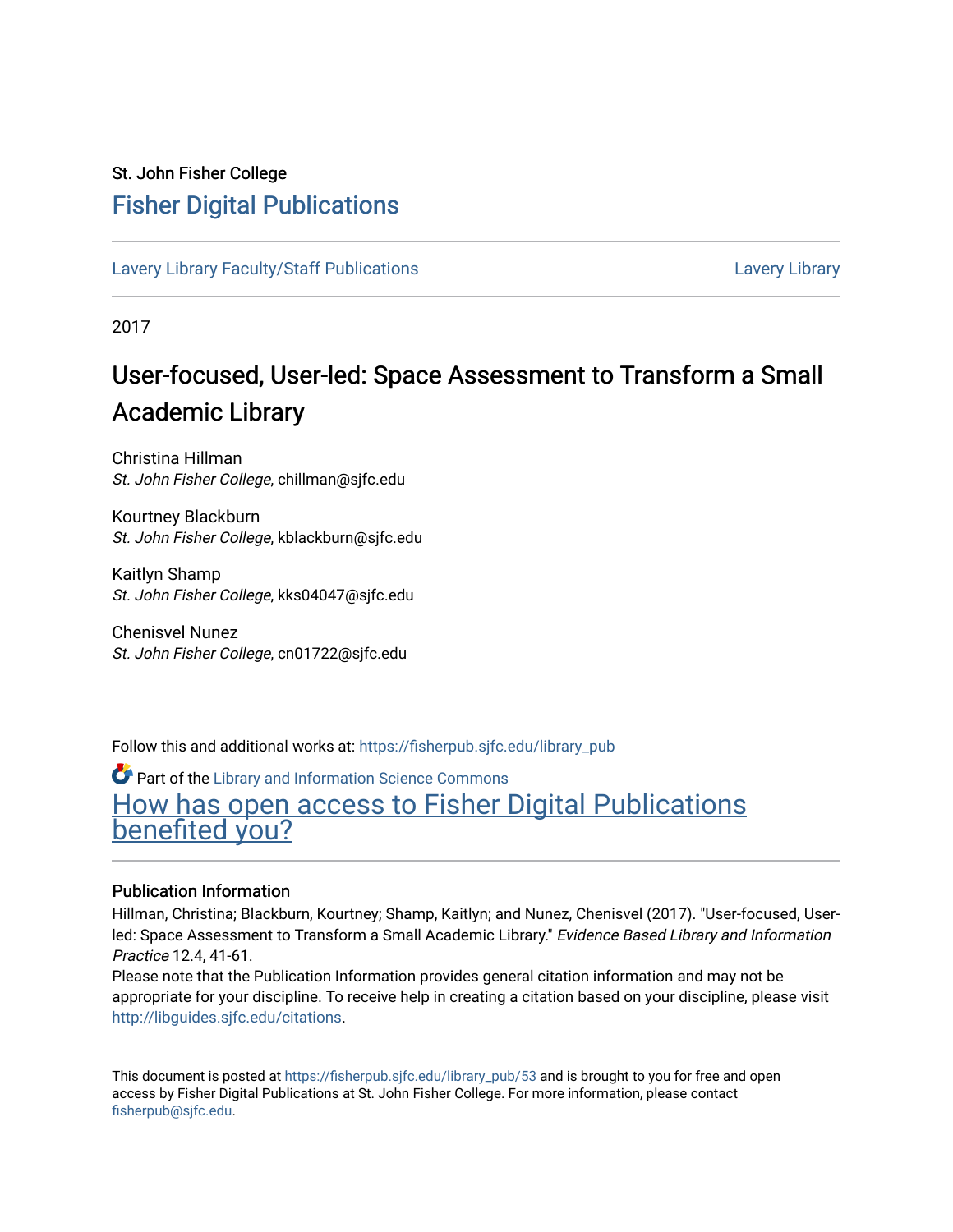St. John Fisher College

# Fisher Digital Publications

Lavery Library Faculty/Staff Publications                                                                 Lavery Library

2017

## User-focused, User-led: Space Assessment to Transform a Small Academic Library

Christina Hillman
*St. John Fisher College*, chillman@sjfc.edu

Kourtney Blackburn
*St. John Fisher College*, kblackburn@sjfc.edu

Kaitlyn Shamp
*St. John Fisher College*, kks04047@sjfc.edu

Chenisvel Nunez
*St. John Fisher College*, cn01722@sjfc.edu

Follow this and additional works at: https://fisherpub.sjfc.edu/library_pub

Part of the Library and Information Science Commons

How has open access to Fisher Digital Publications benefited you?

### Publication Information

Hillman, Christina; Blackburn, Kourtney; Shamp, Kaitlyn; and Nunez, Chenisvel (2017). "User-focused, User-led: Space Assessment to Transform a Small Academic Library." *Evidence Based Library and Information Practice* 12.4, 41-61.

Please note that the Publication Information provides general citation information and may not be appropriate for your discipline. To receive help in creating a citation based on your discipline, please visit http://libguides.sjfc.edu/citations.

This document is posted at https://fisherpub.sjfc.edu/library_pub/53 and is brought to you for free and open access by Fisher Digital Publications at St. John Fisher College. For more information, please contact fisherpub@sjfc.edu.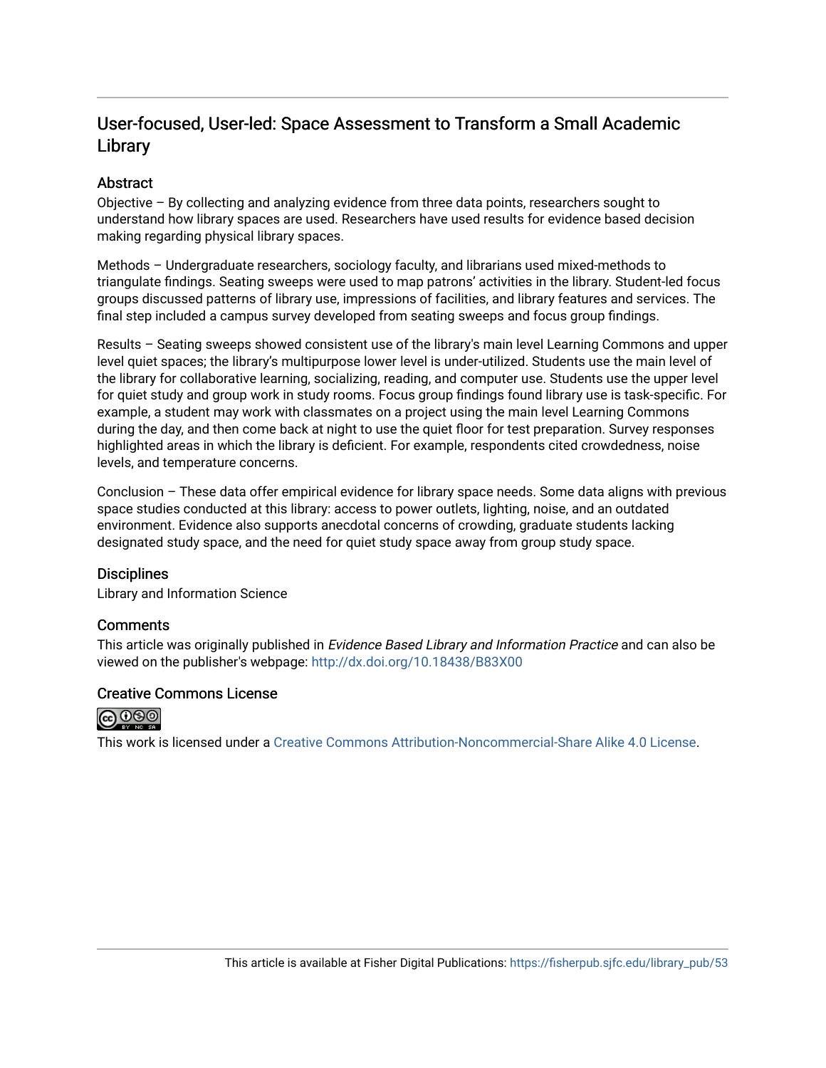# User-focused, User-led: Space Assessment to Transform a Small Academic Library

## Abstract

Objective – By collecting and analyzing evidence from three data points, researchers sought to understand how library spaces are used. Researchers have used results for evidence based decision making regarding physical library spaces.

Methods – Undergraduate researchers, sociology faculty, and librarians used mixed-methods to triangulate findings. Seating sweeps were used to map patrons' activities in the library. Student-led focus groups discussed patterns of library use, impressions of facilities, and library features and services. The final step included a campus survey developed from seating sweeps and focus group findings.

Results – Seating sweeps showed consistent use of the library's main level Learning Commons and upper level quiet spaces; the library's multipurpose lower level is under-utilized. Students use the main level of the library for collaborative learning, socializing, reading, and computer use. Students use the upper level for quiet study and group work in study rooms. Focus group findings found library use is task-specific. For example, a student may work with classmates on a project using the main level Learning Commons during the day, and then come back at night to use the quiet floor for test preparation. Survey responses highlighted areas in which the library is deficient. For example, respondents cited crowdedness, noise levels, and temperature concerns.

Conclusion – These data offer empirical evidence for library space needs. Some data aligns with previous space studies conducted at this library: access to power outlets, lighting, noise, and an outdated environment. Evidence also supports anecdotal concerns of crowding, graduate students lacking designated study space, and the need for quiet study space away from group study space.

## Disciplines

Library and Information Science

## Comments

This article was originally published in *Evidence Based Library and Information Practice* and can also be viewed on the publisher's webpage: http://dx.doi.org/10.18438/B83X00

## Creative Commons License

This work is licensed under a Creative Commons Attribution-Noncommercial-Share Alike 4.0 License.

This article is available at Fisher Digital Publications: https://fisherpub.sjfc.edu/library_pub/53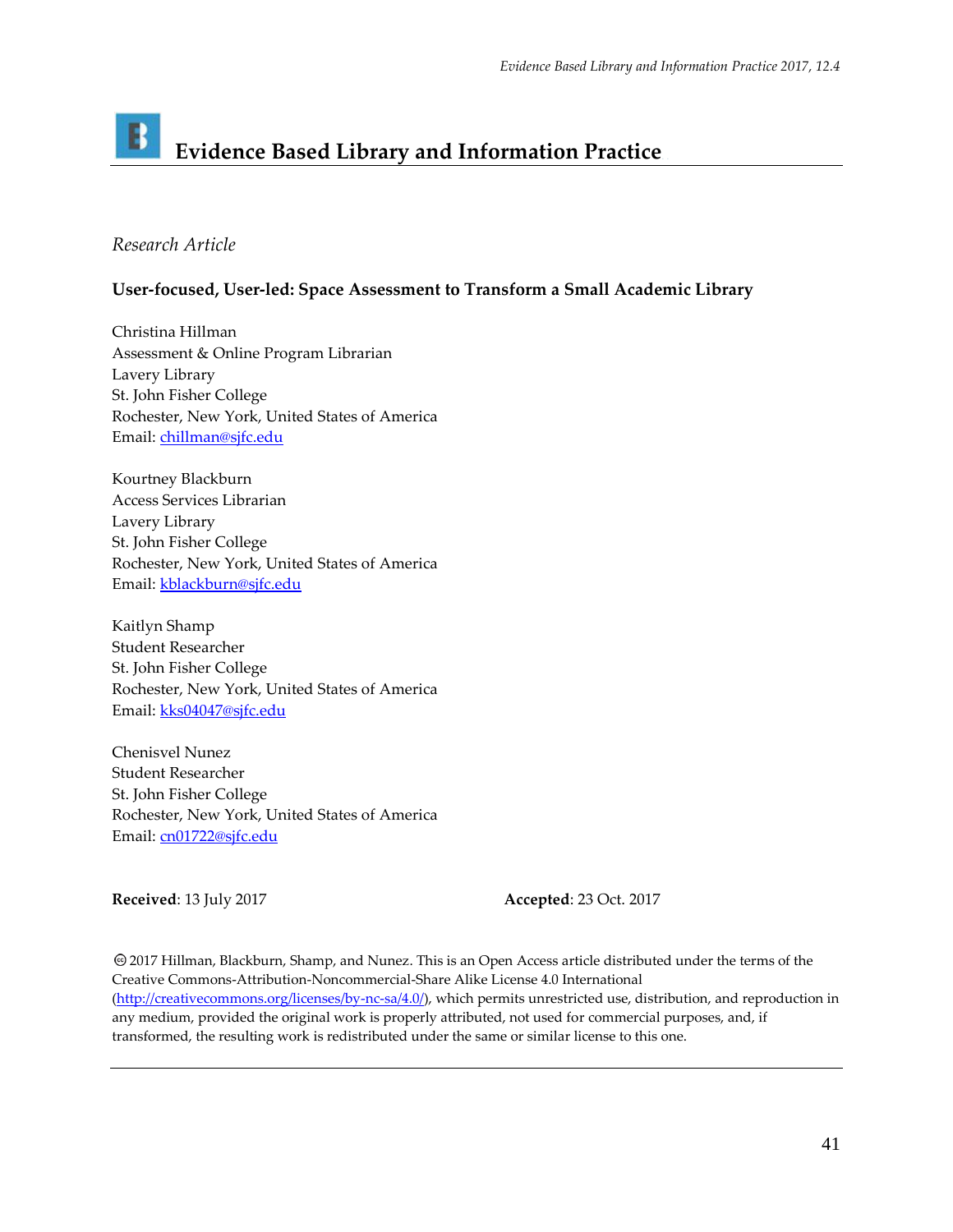# Evidence Based Library and Information Practice

*Research Article*

**User-focused, User-led: Space Assessment to Transform a Small Academic Library**

Christina Hillman
Assessment & Online Program Librarian
Lavery Library
St. John Fisher College
Rochester, New York, United States of America
Email: chillman@sjfc.edu

Kourtney Blackburn
Access Services Librarian
Lavery Library
St. John Fisher College
Rochester, New York, United States of America
Email: kblackburn@sjfc.edu

Kaitlyn Shamp
Student Researcher
St. John Fisher College
Rochester, New York, United States of America
Email: kks04047@sjfc.edu

Chenisvel Nunez
Student Researcher
St. John Fisher College
Rochester, New York, United States of America
Email: cn01722@sjfc.edu

**Received**: 13 July 2017 **Accepted**: 23 Oct. 2017

© 2017 Hillman, Blackburn, Shamp, and Nunez. This is an Open Access article distributed under the terms of the Creative Commons-Attribution-Noncommercial-Share Alike License 4.0 International (http://creativecommons.org/licenses/by-nc-sa/4.0/), which permits unrestricted use, distribution, and reproduction in any medium, provided the original work is properly attributed, not used for commercial purposes, and, if transformed, the resulting work is redistributed under the same or similar license to this one.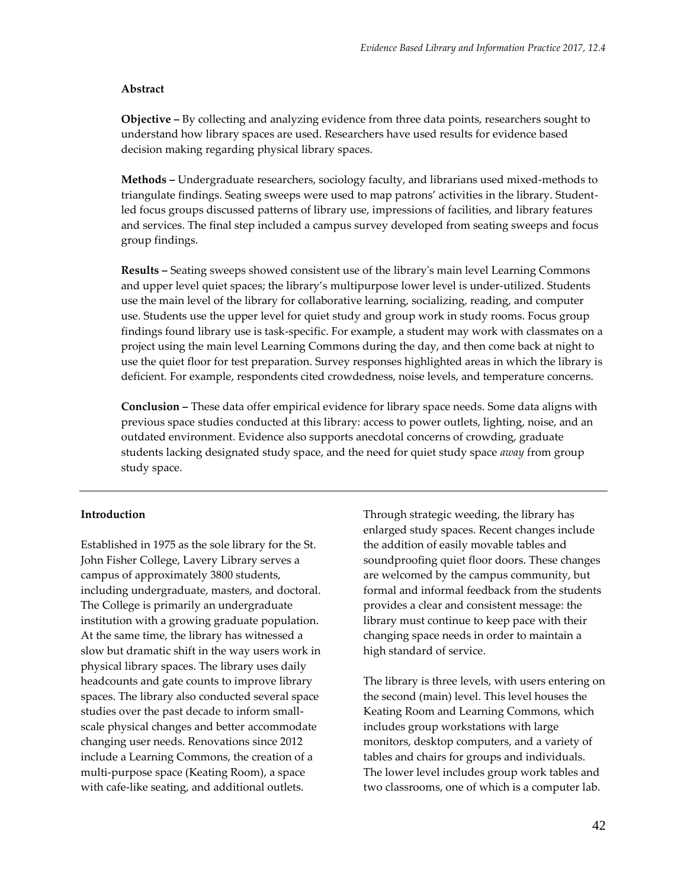**Abstract**

**Objective –** By collecting and analyzing evidence from three data points, researchers sought to understand how library spaces are used. Researchers have used results for evidence based decision making regarding physical library spaces.

**Methods –** Undergraduate researchers, sociology faculty, and librarians used mixed-methods to triangulate findings. Seating sweeps were used to map patrons' activities in the library. Student-led focus groups discussed patterns of library use, impressions of facilities, and library features and services. The final step included a campus survey developed from seating sweeps and focus group findings.

**Results –** Seating sweeps showed consistent use of the library's main level Learning Commons and upper level quiet spaces; the library's multipurpose lower level is under-utilized. Students use the main level of the library for collaborative learning, socializing, reading, and computer use. Students use the upper level for quiet study and group work in study rooms. Focus group findings found library use is task-specific. For example, a student may work with classmates on a project using the main level Learning Commons during the day, and then come back at night to use the quiet floor for test preparation. Survey responses highlighted areas in which the library is deficient. For example, respondents cited crowdedness, noise levels, and temperature concerns.

**Conclusion –** These data offer empirical evidence for library space needs. Some data aligns with previous space studies conducted at this library: access to power outlets, lighting, noise, and an outdated environment. Evidence also supports anecdotal concerns of crowding, graduate students lacking designated study space, and the need for quiet study space *away* from group study space.

---

**Introduction**

Established in 1975 as the sole library for the St. John Fisher College, Lavery Library serves a campus of approximately 3800 students, including undergraduate, masters, and doctoral. The College is primarily an undergraduate institution with a growing graduate population. At the same time, the library has witnessed a slow but dramatic shift in the way users work in physical library spaces. The library uses daily headcounts and gate counts to improve library spaces. The library also conducted several space studies over the past decade to inform small-scale physical changes and better accommodate changing user needs. Renovations since 2012 include a Learning Commons, the creation of a multi-purpose space (Keating Room), a space with cafe-like seating, and additional outlets.

Through strategic weeding, the library has enlarged study spaces. Recent changes include the addition of easily movable tables and soundproofing quiet floor doors. These changes are welcomed by the campus community, but formal and informal feedback from the students provides a clear and consistent message: the library must continue to keep pace with their changing space needs in order to maintain a high standard of service.

The library is three levels, with users entering on the second (main) level. This level houses the Keating Room and Learning Commons, which includes group workstations with large monitors, desktop computers, and a variety of tables and chairs for groups and individuals. The lower level includes group work tables and two classrooms, one of which is a computer lab.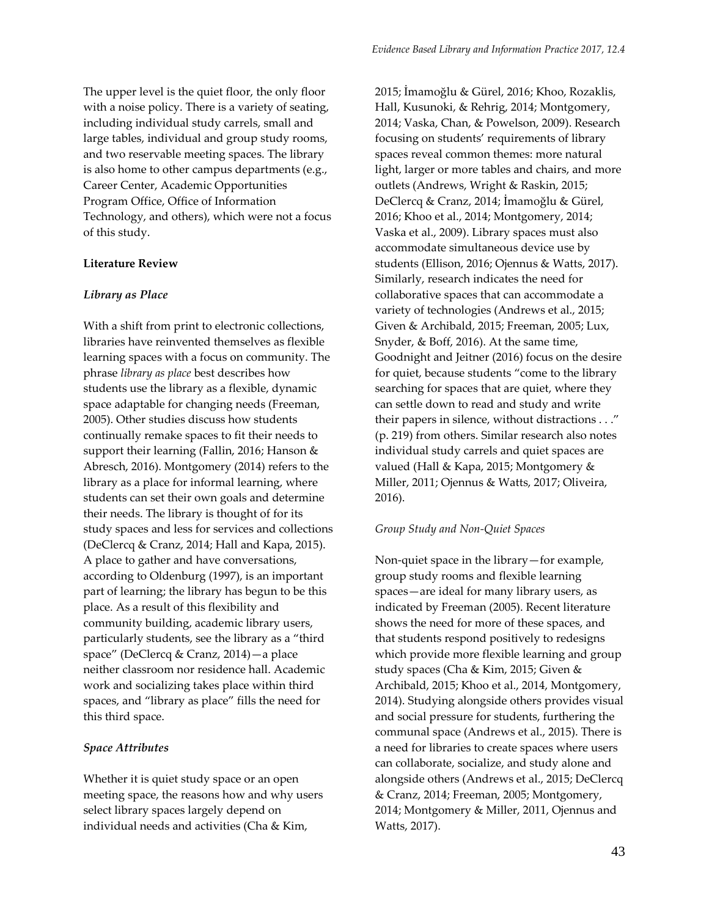The upper level is the quiet floor, the only floor with a noise policy. There is a variety of seating, including individual study carrels, small and large tables, individual and group study rooms, and two reservable meeting spaces. The library is also home to other campus departments (e.g., Career Center, Academic Opportunities Program Office, Office of Information Technology, and others), which were not a focus of this study.

## Literature Review

### *Library as Place*

With a shift from print to electronic collections, libraries have reinvented themselves as flexible learning spaces with a focus on community. The phrase *library as place* best describes how students use the library as a flexible, dynamic space adaptable for changing needs (Freeman, 2005). Other studies discuss how students continually remake spaces to fit their needs to support their learning (Fallin, 2016; Hanson & Abresch, 2016). Montgomery (2014) refers to the library as a place for informal learning, where students can set their own goals and determine their needs. The library is thought of for its study spaces and less for services and collections (DeClercq & Cranz, 2014; Hall and Kapa, 2015). A place to gather and have conversations, according to Oldenburg (1997), is an important part of learning; the library has begun to be this place. As a result of this flexibility and community building, academic library users, particularly students, see the library as a "third space" (DeClercq & Cranz, 2014)—a place neither classroom nor residence hall. Academic work and socializing takes place within third spaces, and "library as place" fills the need for this third space.

### *Space Attributes*

Whether it is quiet study space or an open meeting space, the reasons how and why users select library spaces largely depend on individual needs and activities (Cha & Kim, 2015; İmamoğlu & Gürel, 2016; Khoo, Rozaklis, Hall, Kusunoki, & Rehrig, 2014; Montgomery, 2014; Vaska, Chan, & Powelson, 2009). Research focusing on students' requirements of library spaces reveal common themes: more natural light, larger or more tables and chairs, and more outlets (Andrews, Wright & Raskin, 2015; DeClercq & Cranz, 2014; İmamoğlu & Gürel, 2016; Khoo et al., 2014; Montgomery, 2014; Vaska et al., 2009). Library spaces must also accommodate simultaneous device use by students (Ellison, 2016; Ojennus & Watts, 2017). Similarly, research indicates the need for collaborative spaces that can accommodate a variety of technologies (Andrews et al., 2015; Given & Archibald, 2015; Freeman, 2005; Lux, Snyder, & Boff, 2016). At the same time, Goodnight and Jeitner (2016) focus on the desire for quiet, because students "come to the library searching for spaces that are quiet, where they can settle down to read and study and write their papers in silence, without distractions . . ." (p. 219) from others. Similar research also notes individual study carrels and quiet spaces are valued (Hall & Kapa, 2015; Montgomery & Miller, 2011; Ojennus & Watts, 2017; Oliveira, 2016).

### *Group Study and Non-Quiet Spaces*

Non-quiet space in the library—for example, group study rooms and flexible learning spaces—are ideal for many library users, as indicated by Freeman (2005). Recent literature shows the need for more of these spaces, and that students respond positively to redesigns which provide more flexible learning and group study spaces (Cha & Kim, 2015; Given & Archibald, 2015; Khoo et al., 2014, Montgomery, 2014). Studying alongside others provides visual and social pressure for students, furthering the communal space (Andrews et al., 2015). There is a need for libraries to create spaces where users can collaborate, socialize, and study alone and alongside others (Andrews et al., 2015; DeClercq & Cranz, 2014; Freeman, 2005; Montgomery, 2014; Montgomery & Miller, 2011, Ojennus and Watts, 2017).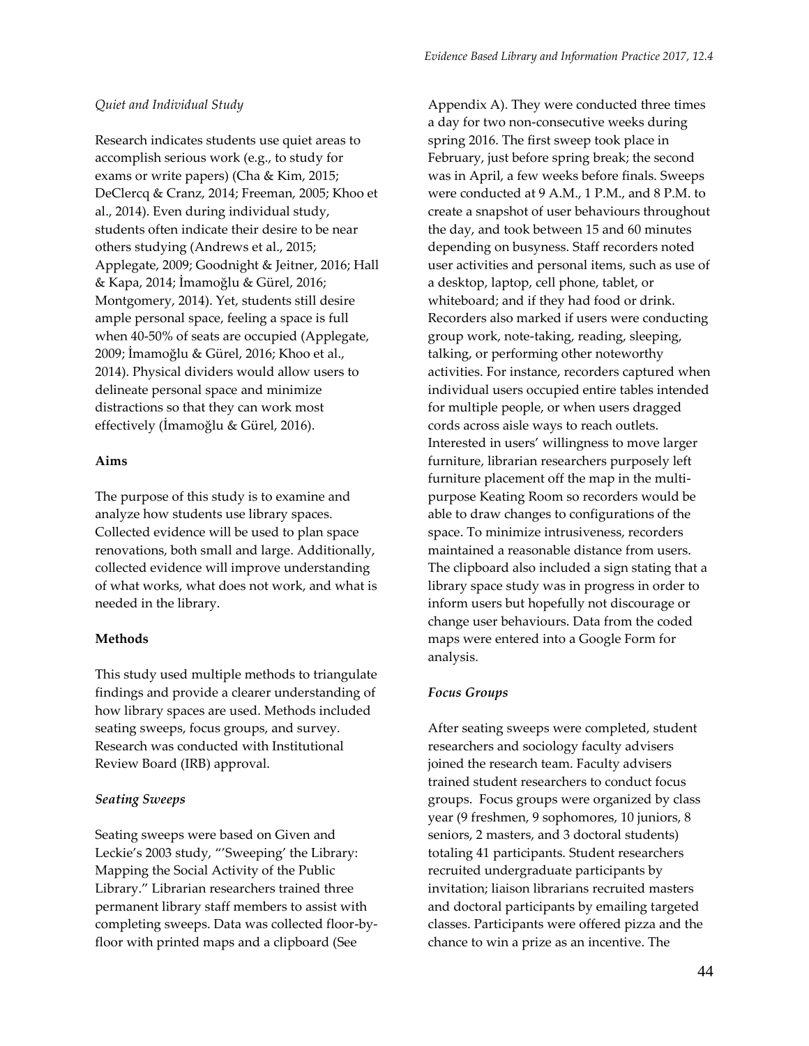*Quiet and Individual Study*

Research indicates students use quiet areas to accomplish serious work (e.g., to study for exams or write papers) (Cha & Kim, 2015; DeClercq & Cranz, 2014; Freeman, 2005; Khoo et al., 2014). Even during individual study, students often indicate their desire to be near others studying (Andrews et al., 2015; Applegate, 2009; Goodnight & Jeitner, 2016; Hall & Kapa, 2014; İmamoğlu & Gürel, 2016; Montgomery, 2014). Yet, students still desire ample personal space, feeling a space is full when 40-50% of seats are occupied (Applegate, 2009; İmamoğlu & Gürel, 2016; Khoo et al., 2014). Physical dividers would allow users to delineate personal space and minimize distractions so that they can work most effectively (İmamoğlu & Gürel, 2016).

**Aims**

The purpose of this study is to examine and analyze how students use library spaces. Collected evidence will be used to plan space renovations, both small and large. Additionally, collected evidence will improve understanding of what works, what does not work, and what is needed in the library.

**Methods**

This study used multiple methods to triangulate findings and provide a clearer understanding of how library spaces are used. Methods included seating sweeps, focus groups, and survey. Research was conducted with Institutional Review Board (IRB) approval.

***Seating Sweeps***

Seating sweeps were based on Given and Leckie's 2003 study, "'Sweeping' the Library: Mapping the Social Activity of the Public Library." Librarian researchers trained three permanent library staff members to assist with completing sweeps. Data was collected floor-by-floor with printed maps and a clipboard (See Appendix A). They were conducted three times a day for two non-consecutive weeks during spring 2016. The first sweep took place in February, just before spring break; the second was in April, a few weeks before finals. Sweeps were conducted at 9 A.M., 1 P.M., and 8 P.M. to create a snapshot of user behaviours throughout the day, and took between 15 and 60 minutes depending on busyness. Staff recorders noted user activities and personal items, such as use of a desktop, laptop, cell phone, tablet, or whiteboard; and if they had food or drink. Recorders also marked if users were conducting group work, note-taking, reading, sleeping, talking, or performing other noteworthy activities. For instance, recorders captured when individual users occupied entire tables intended for multiple people, or when users dragged cords across aisle ways to reach outlets. Interested in users' willingness to move larger furniture, librarian researchers purposely left furniture placement off the map in the multi-purpose Keating Room so recorders would be able to draw changes to configurations of the space. To minimize intrusiveness, recorders maintained a reasonable distance from users. The clipboard also included a sign stating that a library space study was in progress in order to inform users but hopefully not discourage or change user behaviours. Data from the coded maps were entered into a Google Form for analysis.

***Focus Groups***

After seating sweeps were completed, student researchers and sociology faculty advisers joined the research team. Faculty advisers trained student researchers to conduct focus groups. Focus groups were organized by class year (9 freshmen, 9 sophomores, 10 juniors, 8 seniors, 2 masters, and 3 doctoral students) totaling 41 participants. Student researchers recruited undergraduate participants by invitation; liaison librarians recruited masters and doctoral participants by emailing targeted classes. Participants were offered pizza and the chance to win a prize as an incentive. The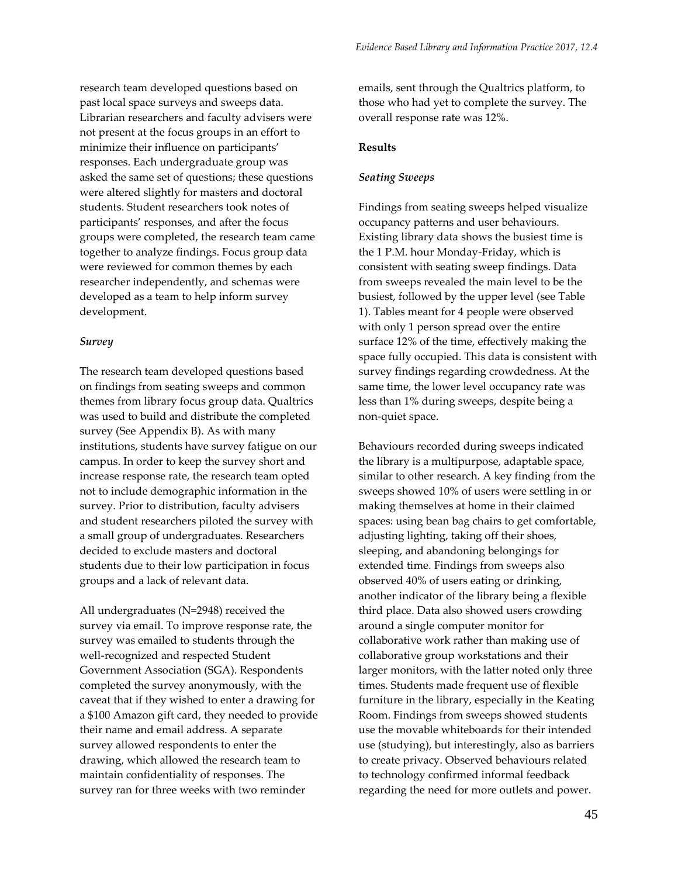research team developed questions based on past local space surveys and sweeps data. Librarian researchers and faculty advisers were not present at the focus groups in an effort to minimize their influence on participants' responses. Each undergraduate group was asked the same set of questions; these questions were altered slightly for masters and doctoral students. Student researchers took notes of participants' responses, and after the focus groups were completed, the research team came together to analyze findings. Focus group data were reviewed for common themes by each researcher independently, and schemas were developed as a team to help inform survey development.

### *Survey*

The research team developed questions based on findings from seating sweeps and common themes from library focus group data. Qualtrics was used to build and distribute the completed survey (See Appendix B). As with many institutions, students have survey fatigue on our campus. In order to keep the survey short and increase response rate, the research team opted not to include demographic information in the survey. Prior to distribution, faculty advisers and student researchers piloted the survey with a small group of undergraduates. Researchers decided to exclude masters and doctoral students due to their low participation in focus groups and a lack of relevant data.

All undergraduates (N=2948) received the survey via email. To improve response rate, the survey was emailed to students through the well-recognized and respected Student Government Association (SGA). Respondents completed the survey anonymously, with the caveat that if they wished to enter a drawing for a $100 Amazon gift card, they needed to provide their name and email address. A separate survey allowed respondents to enter the drawing, which allowed the research team to maintain confidentiality of responses. The survey ran for three weeks with two reminder emails, sent through the Qualtrics platform, to those who had yet to complete the survey. The overall response rate was 12%.

## **Results**

### *Seating Sweeps*

Findings from seating sweeps helped visualize occupancy patterns and user behaviours. Existing library data shows the busiest time is the 1 P.M. hour Monday-Friday, which is consistent with seating sweep findings. Data from sweeps revealed the main level to be the busiest, followed by the upper level (see Table 1). Tables meant for 4 people were observed with only 1 person spread over the entire surface 12% of the time, effectively making the space fully occupied. This data is consistent with survey findings regarding crowdedness. At the same time, the lower level occupancy rate was less than 1% during sweeps, despite being a non-quiet space.

Behaviours recorded during sweeps indicated the library is a multipurpose, adaptable space, similar to other research. A key finding from the sweeps showed 10% of users were settling in or making themselves at home in their claimed spaces: using bean bag chairs to get comfortable, adjusting lighting, taking off their shoes, sleeping, and abandoning belongings for extended time. Findings from sweeps also observed 40% of users eating or drinking, another indicator of the library being a flexible third place. Data also showed users crowding around a single computer monitor for collaborative work rather than making use of collaborative group workstations and their larger monitors, with the latter noted only three times. Students made frequent use of flexible furniture in the library, especially in the Keating Room. Findings from sweeps showed students use the movable whiteboards for their intended use (studying), but interestingly, also as barriers to create privacy. Observed behaviours related to technology confirmed informal feedback regarding the need for more outlets and power.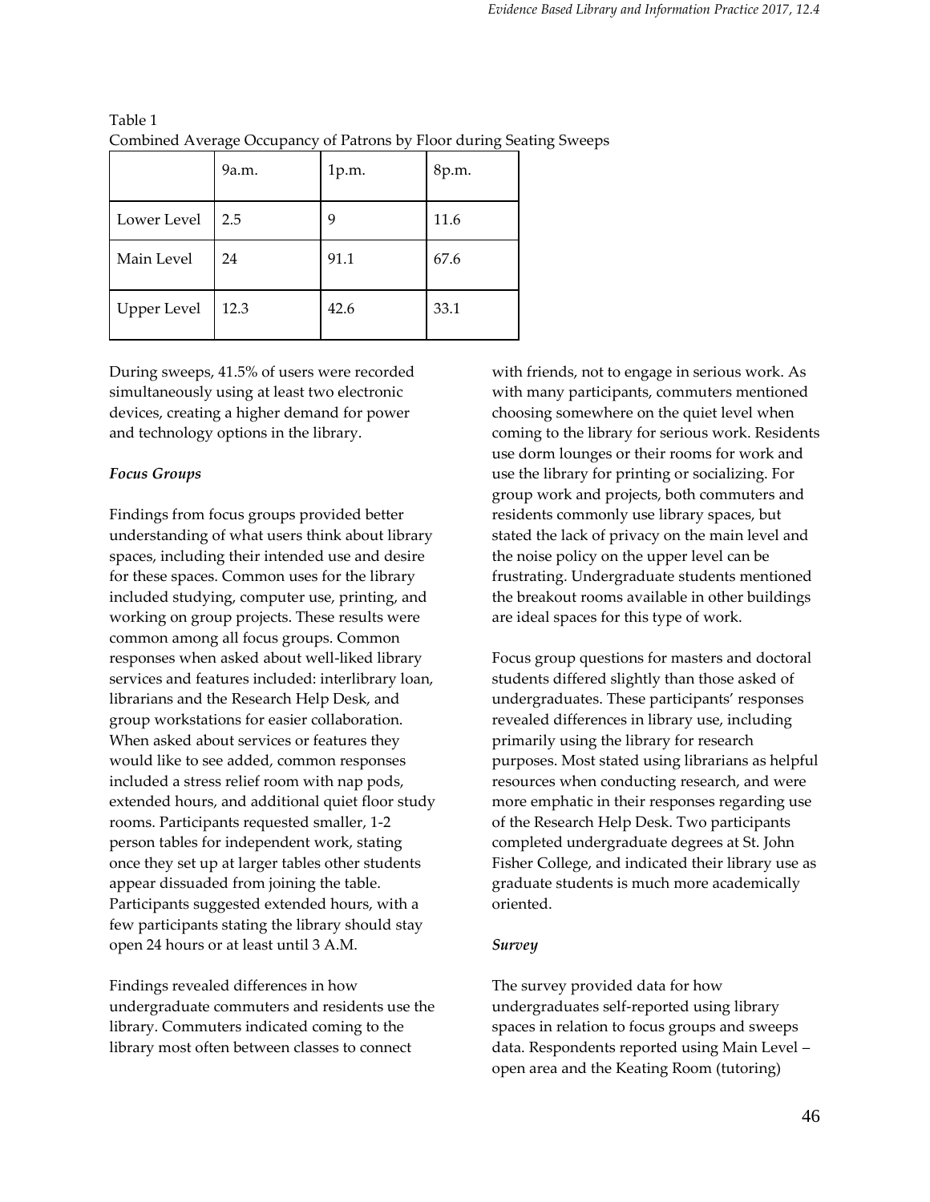Table 1
Combined Average Occupancy of Patrons by Floor during Seating Sweeps

| | 9a.m. | 1p.m. | 8p.m. |
|---|---|---|---|
| Lower Level | 2.5 | 9 | 11.6 |
| Main Level | 24 | 91.1 | 67.6 |
| Upper Level | 12.3 | 42.6 | 33.1 |

During sweeps, 41.5% of users were recorded simultaneously using at least two electronic devices, creating a higher demand for power and technology options in the library.

***Focus Groups***

Findings from focus groups provided better understanding of what users think about library spaces, including their intended use and desire for these spaces. Common uses for the library included studying, computer use, printing, and working on group projects. These results were common among all focus groups. Common responses when asked about well-liked library services and features included: interlibrary loan, librarians and the Research Help Desk, and group workstations for easier collaboration. When asked about services or features they would like to see added, common responses included a stress relief room with nap pods, extended hours, and additional quiet floor study rooms. Participants requested smaller, 1-2 person tables for independent work, stating once they set up at larger tables other students appear dissuaded from joining the table. Participants suggested extended hours, with a few participants stating the library should stay open 24 hours or at least until 3 A.M.

Findings revealed differences in how undergraduate commuters and residents use the library. Commuters indicated coming to the library most often between classes to connect with friends, not to engage in serious work. As with many participants, commuters mentioned choosing somewhere on the quiet level when coming to the library for serious work. Residents use dorm lounges or their rooms for work and use the library for printing or socializing. For group work and projects, both commuters and residents commonly use library spaces, but stated the lack of privacy on the main level and the noise policy on the upper level can be frustrating. Undergraduate students mentioned the breakout rooms available in other buildings are ideal spaces for this type of work.

Focus group questions for masters and doctoral students differed slightly than those asked of undergraduates. These participants' responses revealed differences in library use, including primarily using the library for research purposes. Most stated using librarians as helpful resources when conducting research, and were more emphatic in their responses regarding use of the Research Help Desk. Two participants completed undergraduate degrees at St. John Fisher College, and indicated their library use as graduate students is much more academically oriented.

***Survey***

The survey provided data for how undergraduates self-reported using library spaces in relation to focus groups and sweeps data. Respondents reported using Main Level – open area and the Keating Room (tutoring)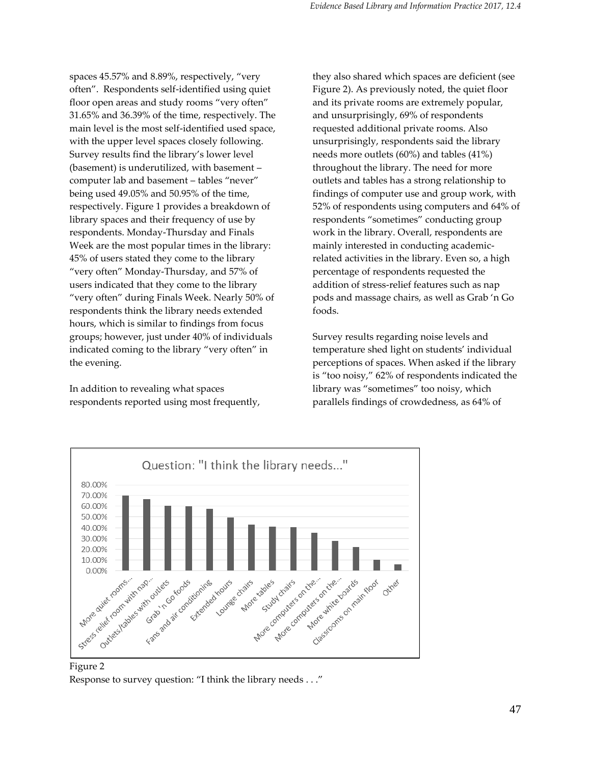spaces 45.57% and 8.89%, respectively, "very often". Respondents self-identified using quiet floor open areas and study rooms "very often" 31.65% and 36.39% of the time, respectively. The main level is the most self-identified used space, with the upper level spaces closely following. Survey results find the library's lower level (basement) is underutilized, with basement – computer lab and basement – tables "never" being used 49.05% and 50.95% of the time, respectively. Figure 1 provides a breakdown of library spaces and their frequency of use by respondents. Monday-Thursday and Finals Week are the most popular times in the library: 45% of users stated they come to the library "very often" Monday-Thursday, and 57% of users indicated that they come to the library "very often" during Finals Week. Nearly 50% of respondents think the library needs extended hours, which is similar to findings from focus groups; however, just under 40% of individuals indicated coming to the library "very often" in the evening.

In addition to revealing what spaces respondents reported using most frequently, they also shared which spaces are deficient (see Figure 2). As previously noted, the quiet floor and its private rooms are extremely popular, and unsurprisingly, 69% of respondents requested additional private rooms. Also unsurprisingly, respondents said the library needs more outlets (60%) and tables (41%) throughout the library. The need for more outlets and tables has a strong relationship to findings of computer use and group work, with 52% of respondents using computers and 64% of respondents "sometimes" conducting group work in the library. Overall, respondents are mainly interested in conducting academic-related activities in the library. Even so, a high percentage of respondents requested the addition of stress-relief features such as nap pods and massage chairs, as well as Grab 'n Go foods.

Survey results regarding noise levels and temperature shed light on students' individual perceptions of spaces. When asked if the library is "too noisy," 62% of respondents indicated the library was "sometimes" too noisy, which parallels findings of crowdedness, as 64% of

Figure 2
Response to survey question: "I think the library needs . . ."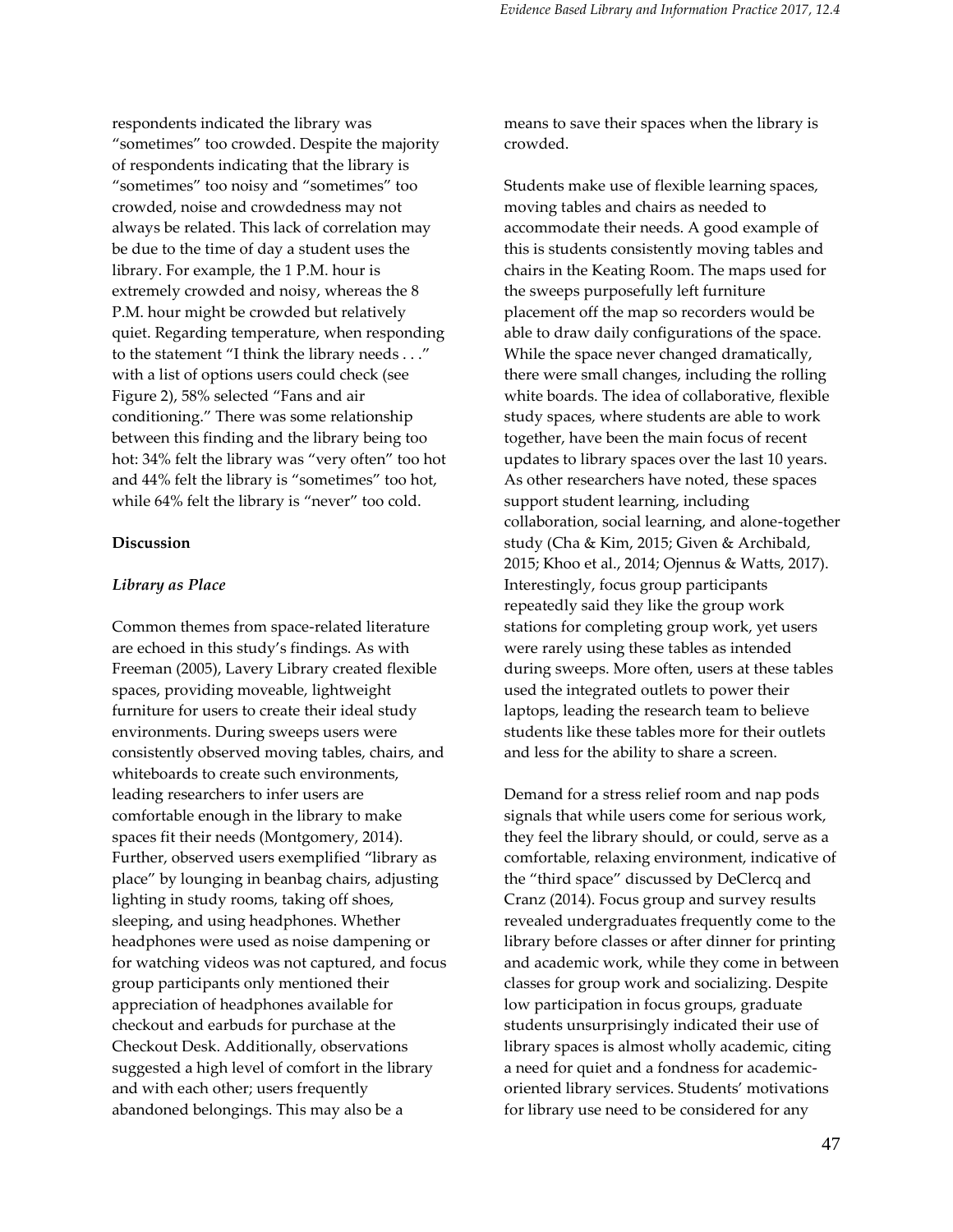respondents indicated the library was "sometimes" too crowded. Despite the majority of respondents indicating that the library is "sometimes" too noisy and "sometimes" too crowded, noise and crowdedness may not always be related. This lack of correlation may be due to the time of day a student uses the library. For example, the 1 P.M. hour is extremely crowded and noisy, whereas the 8 P.M. hour might be crowded but relatively quiet. Regarding temperature, when responding to the statement "I think the library needs . . ." with a list of options users could check (see Figure 2), 58% selected "Fans and air conditioning." There was some relationship between this finding and the library being too hot: 34% felt the library was "very often" too hot and 44% felt the library is "sometimes" too hot, while 64% felt the library is "never" too cold.

**Discussion**

***Library as Place***

Common themes from space-related literature are echoed in this study's findings. As with Freeman (2005), Lavery Library created flexible spaces, providing moveable, lightweight furniture for users to create their ideal study environments. During sweeps users were consistently observed moving tables, chairs, and whiteboards to create such environments, leading researchers to infer users are comfortable enough in the library to make spaces fit their needs (Montgomery, 2014). Further, observed users exemplified "library as place" by lounging in beanbag chairs, adjusting lighting in study rooms, taking off shoes, sleeping, and using headphones. Whether headphones were used as noise dampening or for watching videos was not captured, and focus group participants only mentioned their appreciation of headphones available for checkout and earbuds for purchase at the Checkout Desk. Additionally, observations suggested a high level of comfort in the library and with each other; users frequently abandoned belongings. This may also be a means to save their spaces when the library is crowded.

Students make use of flexible learning spaces, moving tables and chairs as needed to accommodate their needs. A good example of this is students consistently moving tables and chairs in the Keating Room. The maps used for the sweeps purposefully left furniture placement off the map so recorders would be able to draw daily configurations of the space. While the space never changed dramatically, there were small changes, including the rolling white boards. The idea of collaborative, flexible study spaces, where students are able to work together, have been the main focus of recent updates to library spaces over the last 10 years. As other researchers have noted, these spaces support student learning, including collaboration, social learning, and alone-together study (Cha & Kim, 2015; Given & Archibald, 2015; Khoo et al., 2014; Ojennus & Watts, 2017). Interestingly, focus group participants repeatedly said they like the group work stations for completing group work, yet users were rarely using these tables as intended during sweeps. More often, users at these tables used the integrated outlets to power their laptops, leading the research team to believe students like these tables more for their outlets and less for the ability to share a screen.

Demand for a stress relief room and nap pods signals that while users come for serious work, they feel the library should, or could, serve as a comfortable, relaxing environment, indicative of the "third space" discussed by DeClercq and Cranz (2014). Focus group and survey results revealed undergraduates frequently come to the library before classes or after dinner for printing and academic work, while they come in between classes for group work and socializing. Despite low participation in focus groups, graduate students unsurprisingly indicated their use of library spaces is almost wholly academic, citing a need for quiet and a fondness for academic-oriented library services. Students' motivations for library use need to be considered for any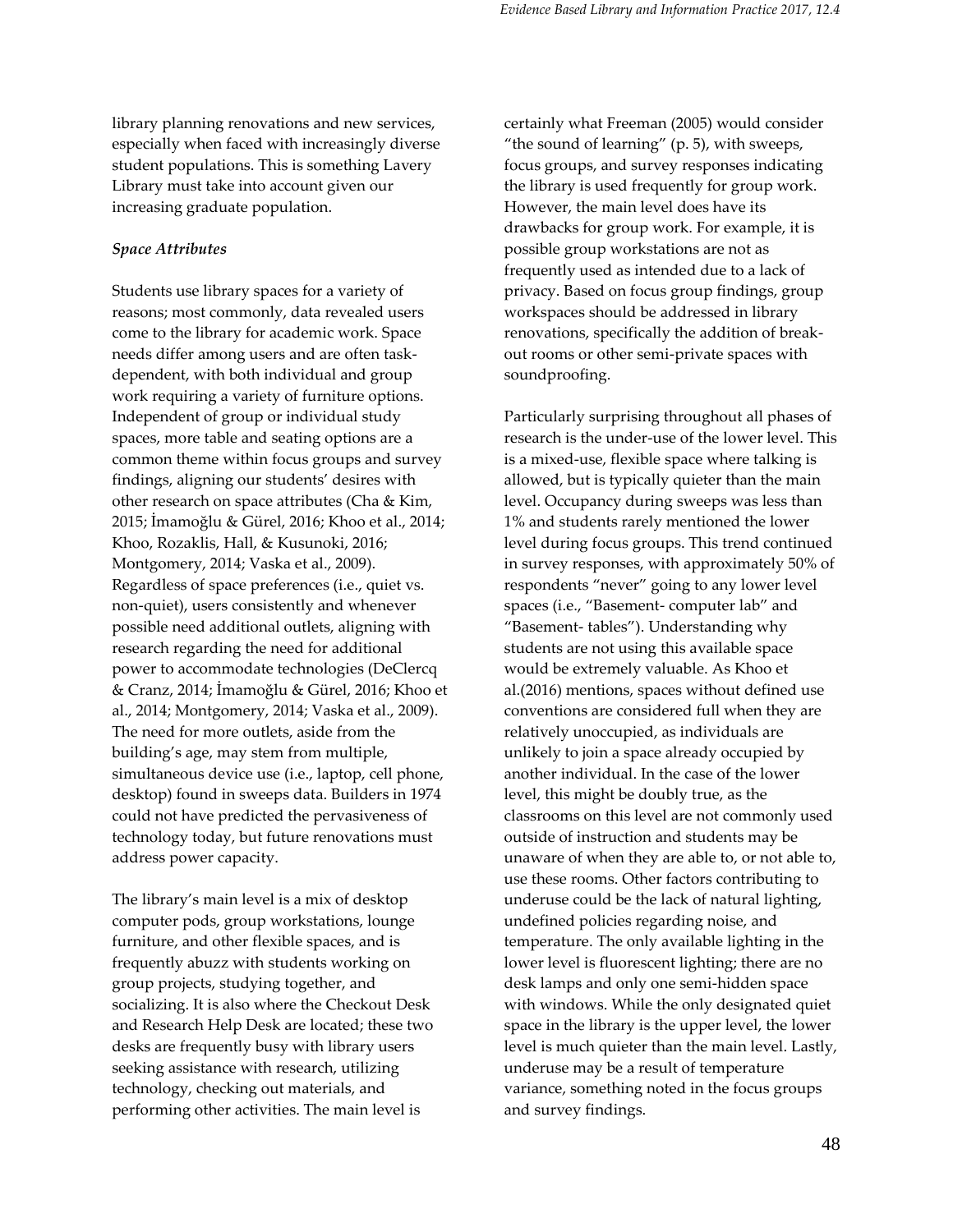library planning renovations and new services, especially when faced with increasingly diverse student populations. This is something Lavery Library must take into account given our increasing graduate population.

*Space Attributes*

Students use library spaces for a variety of reasons; most commonly, data revealed users come to the library for academic work. Space needs differ among users and are often task-dependent, with both individual and group work requiring a variety of furniture options. Independent of group or individual study spaces, more table and seating options are a common theme within focus groups and survey findings, aligning our students' desires with other research on space attributes (Cha & Kim, 2015; İmamoğlu & Gürel, 2016; Khoo et al., 2014; Khoo, Rozaklis, Hall, & Kusunoki, 2016; Montgomery, 2014; Vaska et al., 2009). Regardless of space preferences (i.e., quiet vs. non-quiet), users consistently and whenever possible need additional outlets, aligning with research regarding the need for additional power to accommodate technologies (DeClercq & Cranz, 2014; İmamoğlu & Gürel, 2016; Khoo et al., 2014; Montgomery, 2014; Vaska et al., 2009). The need for more outlets, aside from the building's age, may stem from multiple, simultaneous device use (i.e., laptop, cell phone, desktop) found in sweeps data. Builders in 1974 could not have predicted the pervasiveness of technology today, but future renovations must address power capacity.

The library's main level is a mix of desktop computer pods, group workstations, lounge furniture, and other flexible spaces, and is frequently abuzz with students working on group projects, studying together, and socializing. It is also where the Checkout Desk and Research Help Desk are located; these two desks are frequently busy with library users seeking assistance with research, utilizing technology, checking out materials, and performing other activities. The main level is certainly what Freeman (2005) would consider "the sound of learning" (p. 5), with sweeps, focus groups, and survey responses indicating the library is used frequently for group work. However, the main level does have its drawbacks for group work. For example, it is possible group workstations are not as frequently used as intended due to a lack of privacy. Based on focus group findings, group workspaces should be addressed in library renovations, specifically the addition of break-out rooms or other semi-private spaces with soundproofing.

Particularly surprising throughout all phases of research is the under-use of the lower level. This is a mixed-use, flexible space where talking is allowed, but is typically quieter than the main level. Occupancy during sweeps was less than 1% and students rarely mentioned the lower level during focus groups. This trend continued in survey responses, with approximately 50% of respondents "never" going to any lower level spaces (i.e., "Basement- computer lab" and "Basement- tables"). Understanding why students are not using this available space would be extremely valuable. As Khoo et al.(2016) mentions, spaces without defined use conventions are considered full when they are relatively unoccupied, as individuals are unlikely to join a space already occupied by another individual. In the case of the lower level, this might be doubly true, as the classrooms on this level are not commonly used outside of instruction and students may be unaware of when they are able to, or not able to, use these rooms. Other factors contributing to underuse could be the lack of natural lighting, undefined policies regarding noise, and temperature. The only available lighting in the lower level is fluorescent lighting; there are no desk lamps and only one semi-hidden space with windows. While the only designated quiet space in the library is the upper level, the lower level is much quieter than the main level. Lastly, underuse may be a result of temperature variance, something noted in the focus groups and survey findings.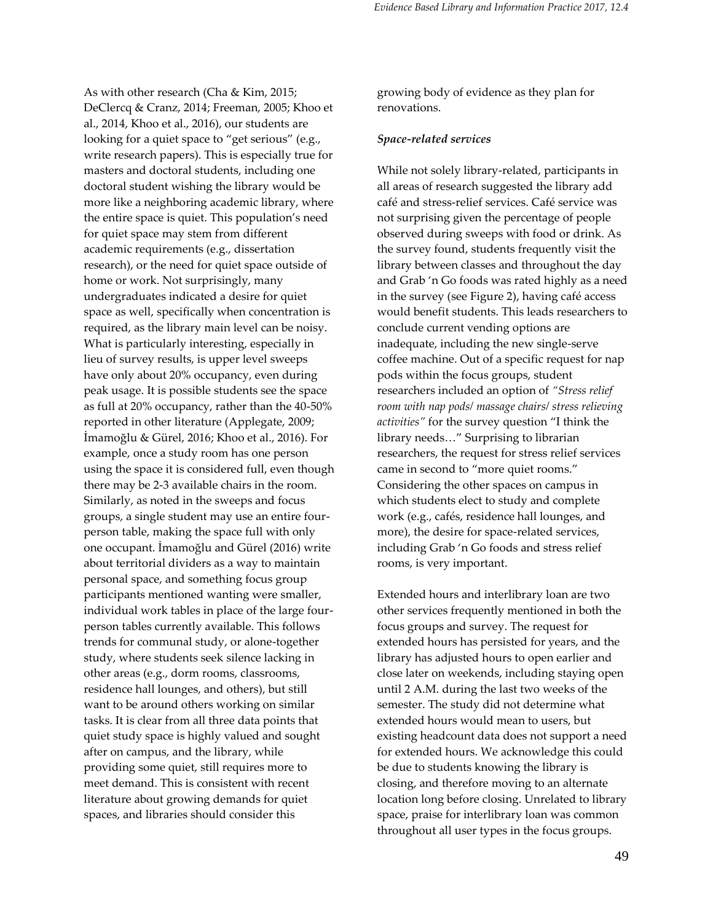As with other research (Cha & Kim, 2015; DeClercq & Cranz, 2014; Freeman, 2005; Khoo et al., 2014, Khoo et al., 2016), our students are looking for a quiet space to "get serious" (e.g., write research papers). This is especially true for masters and doctoral students, including one doctoral student wishing the library would be more like a neighboring academic library, where the entire space is quiet. This population's need for quiet space may stem from different academic requirements (e.g., dissertation research), or the need for quiet space outside of home or work. Not surprisingly, many undergraduates indicated a desire for quiet space as well, specifically when concentration is required, as the library main level can be noisy. What is particularly interesting, especially in lieu of survey results, is upper level sweeps have only about 20% occupancy, even during peak usage. It is possible students see the space as full at 20% occupancy, rather than the 40-50% reported in other literature (Applegate, 2009; İmamoğlu & Gürel, 2016; Khoo et al., 2016). For example, once a study room has one person using the space it is considered full, even though there may be 2-3 available chairs in the room. Similarly, as noted in the sweeps and focus groups, a single student may use an entire four-person table, making the space full with only one occupant. İmamoğlu and Gürel (2016) write about territorial dividers as a way to maintain personal space, and something focus group participants mentioned wanting were smaller, individual work tables in place of the large four-person tables currently available. This follows trends for communal study, or alone-together study, where students seek silence lacking in other areas (e.g., dorm rooms, classrooms, residence hall lounges, and others), but still want to be around others working on similar tasks. It is clear from all three data points that quiet study space is highly valued and sought after on campus, and the library, while providing some quiet, still requires more to meet demand. This is consistent with recent literature about growing demands for quiet spaces, and libraries should consider this growing body of evidence as they plan for renovations.

### *Space-related services*

While not solely library-related, participants in all areas of research suggested the library add café and stress-relief services. Café service was not surprising given the percentage of people observed during sweeps with food or drink. As the survey found, students frequently visit the library between classes and throughout the day and Grab 'n Go foods was rated highly as a need in the survey (see Figure 2), having café access would benefit students. This leads researchers to conclude current vending options are inadequate, including the new single-serve coffee machine. Out of a specific request for nap pods within the focus groups, student researchers included an option of *"Stress relief room with nap pods/ massage chairs/ stress relieving activities"* for the survey question "I think the library needs…" Surprising to librarian researchers, the request for stress relief services came in second to "more quiet rooms." Considering the other spaces on campus in which students elect to study and complete work (e.g., cafés, residence hall lounges, and more), the desire for space-related services, including Grab 'n Go foods and stress relief rooms, is very important.

Extended hours and interlibrary loan are two other services frequently mentioned in both the focus groups and survey. The request for extended hours has persisted for years, and the library has adjusted hours to open earlier and close later on weekends, including staying open until 2 A.M. during the last two weeks of the semester. The study did not determine what extended hours would mean to users, but existing headcount data does not support a need for extended hours. We acknowledge this could be due to students knowing the library is closing, and therefore moving to an alternate location long before closing. Unrelated to library space, praise for interlibrary loan was common throughout all user types in the focus groups.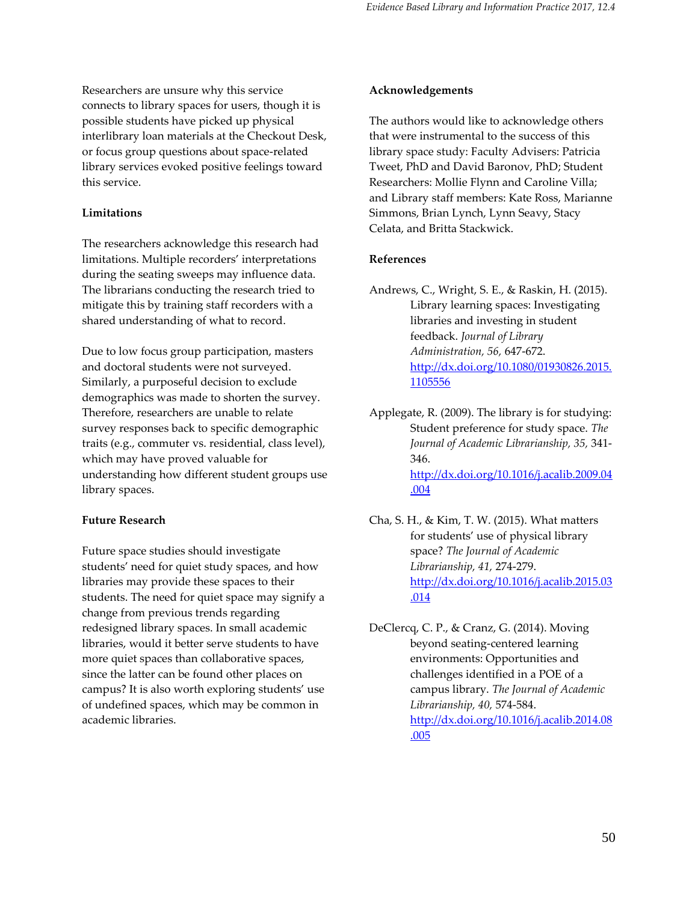Researchers are unsure why this service connects to library spaces for users, though it is possible students have picked up physical interlibrary loan materials at the Checkout Desk, or focus group questions about space-related library services evoked positive feelings toward this service.

**Limitations**

The researchers acknowledge this research had limitations. Multiple recorders' interpretations during the seating sweeps may influence data. The librarians conducting the research tried to mitigate this by training staff recorders with a shared understanding of what to record.

Due to low focus group participation, masters and doctoral students were not surveyed. Similarly, a purposeful decision to exclude demographics was made to shorten the survey. Therefore, researchers are unable to relate survey responses back to specific demographic traits (e.g., commuter vs. residential, class level), which may have proved valuable for understanding how different student groups use library spaces.

**Future Research**

Future space studies should investigate students' need for quiet study spaces, and how libraries may provide these spaces to their students. The need for quiet space may signify a change from previous trends regarding redesigned library spaces. In small academic libraries, would it better serve students to have more quiet spaces than collaborative spaces, since the latter can be found other places on campus? It is also worth exploring students' use of undefined spaces, which may be common in academic libraries.

**Acknowledgements**

The authors would like to acknowledge others that were instrumental to the success of this library space study: Faculty Advisers: Patricia Tweet, PhD and David Baronov, PhD; Student Researchers: Mollie Flynn and Caroline Villa; and Library staff members: Kate Ross, Marianne Simmons, Brian Lynch, Lynn Seavy, Stacy Celata, and Britta Stackwick.

**References**

Andrews, C., Wright, S. E., & Raskin, H. (2015). Library learning spaces: Investigating libraries and investing in student feedback. *Journal of Library Administration, 56,* 647-672. http://dx.doi.org/10.1080/01930826.2015.1105556

Applegate, R. (2009). The library is for studying: Student preference for study space. *The Journal of Academic Librarianship, 35,* 341-346. http://dx.doi.org/10.1016/j.acalib.2009.04.004

Cha, S. H., & Kim, T. W. (2015). What matters for students' use of physical library space? *The Journal of Academic Librarianship, 41,* 274-279. http://dx.doi.org/10.1016/j.acalib.2015.03.014

DeClercq, C. P., & Cranz, G. (2014). Moving beyond seating-centered learning environments: Opportunities and challenges identified in a POE of a campus library. *The Journal of Academic Librarianship, 40,* 574-584. http://dx.doi.org/10.1016/j.acalib.2014.08.005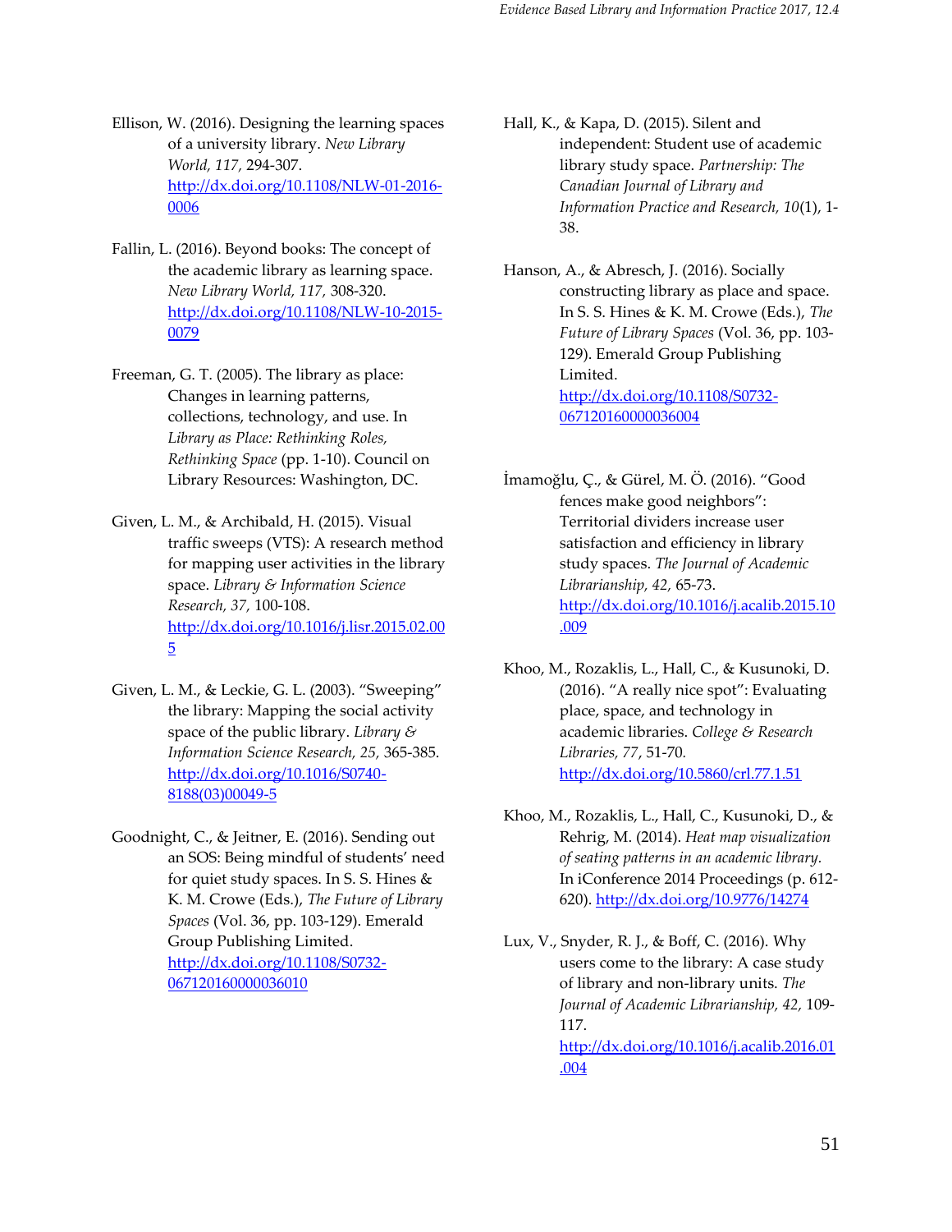Ellison, W. (2016). Designing the learning spaces of a university library. *New Library World, 117*, 294-307. http://dx.doi.org/10.1108/NLW-01-2016-0006

Fallin, L. (2016). Beyond books: The concept of the academic library as learning space. *New Library World, 117,* 308-320. http://dx.doi.org/10.1108/NLW-10-2015-0079

Freeman, G. T. (2005). The library as place: Changes in learning patterns, collections, technology, and use. In *Library as Place: Rethinking Roles, Rethinking Space* (pp. 1-10). Council on Library Resources: Washington, DC.

Given, L. M., & Archibald, H. (2015). Visual traffic sweeps (VTS): A research method for mapping user activities in the library space. *Library & Information Science Research, 37,* 100-108. http://dx.doi.org/10.1016/j.lisr.2015.02.005

Given, L. M., & Leckie, G. L. (2003). "Sweeping" the library: Mapping the social activity space of the public library. *Library & Information Science Research, 25*, 365-385. http://dx.doi.org/10.1016/S0740-8188(03)00049-5

Goodnight, C., & Jeitner, E. (2016). Sending out an SOS: Being mindful of students' need for quiet study spaces. In S. S. Hines & K. M. Crowe (Eds.), *The Future of Library Spaces* (Vol. 36, pp. 103-129). Emerald Group Publishing Limited. http://dx.doi.org/10.1108/S0732-067120160000036010

Hall, K., & Kapa, D. (2015). Silent and independent: Student use of academic library study space. *Partnership: The Canadian Journal of Library and Information Practice and Research, 10*(1), 1-38.

Hanson, A., & Abresch, J. (2016). Socially constructing library as place and space. In S. S. Hines & K. M. Crowe (Eds.), *The Future of Library Spaces* (Vol. 36, pp. 103-129). Emerald Group Publishing Limited. http://dx.doi.org/10.1108/S0732-067120160000036004

İmamoğlu, Ç., & Gürel, M. Ö. (2016). "Good fences make good neighbors": Territorial dividers increase user satisfaction and efficiency in library study spaces. *The Journal of Academic Librarianship, 42,* 65-73. http://dx.doi.org/10.1016/j.acalib.2015.10.009

Khoo, M., Rozaklis, L., Hall, C., & Kusunoki, D. (2016). "A really nice spot": Evaluating place, space, and technology in academic libraries. *College & Research Libraries, 77*, 51-70. http://dx.doi.org/10.5860/crl.77.1.51

Khoo, M., Rozaklis, L., Hall, C., Kusunoki, D., & Rehrig, M. (2014). *Heat map visualization of seating patterns in an academic library.* In iConference 2014 Proceedings (p. 612-620). http://dx.doi.org/10.9776/14274

Lux, V., Snyder, R. J., & Boff, C. (2016). Why users come to the library: A case study of library and non-library units. *The Journal of Academic Librarianship, 42,* 109-117. http://dx.doi.org/10.1016/j.acalib.2016.01.004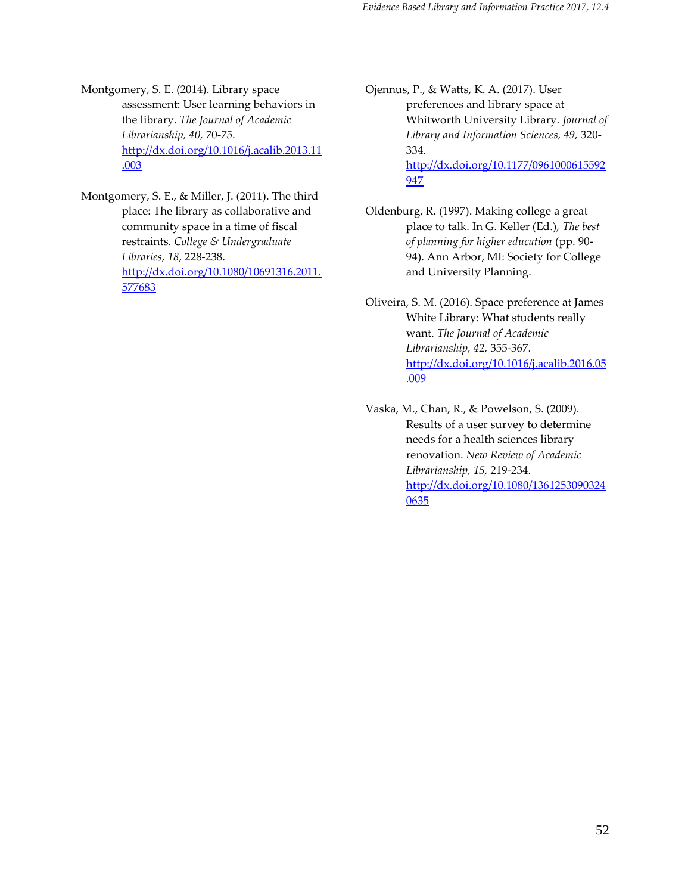Montgomery, S. E. (2014). Library space assessment: User learning behaviors in the library. *The Journal of Academic Librarianship, 40,* 70-75. http://dx.doi.org/10.1016/j.acalib.2013.11.003

Montgomery, S. E., & Miller, J. (2011). The third place: The library as collaborative and community space in a time of fiscal restraints. *College & Undergraduate Libraries, 18*, 228-238. http://dx.doi.org/10.1080/10691316.2011.577683

Ojennus, P., & Watts, K. A. (2017). User preferences and library space at Whitworth University Library. *Journal of Library and Information Sciences, 49,* 320-334. http://dx.doi.org/10.1177/0961000615592947

Oldenburg, R. (1997). Making college a great place to talk. In G. Keller (Ed.), *The best of planning for higher education* (pp. 90-94). Ann Arbor, MI: Society for College and University Planning.

Oliveira, S. M. (2016). Space preference at James White Library: What students really want. *The Journal of Academic Librarianship, 42,* 355-367. http://dx.doi.org/10.1016/j.acalib.2016.05.009

Vaska, M., Chan, R., & Powelson, S. (2009). Results of a user survey to determine needs for a health sciences library renovation. *New Review of Academic Librarianship, 15,* 219-234. http://dx.doi.org/10.1080/13612530903240635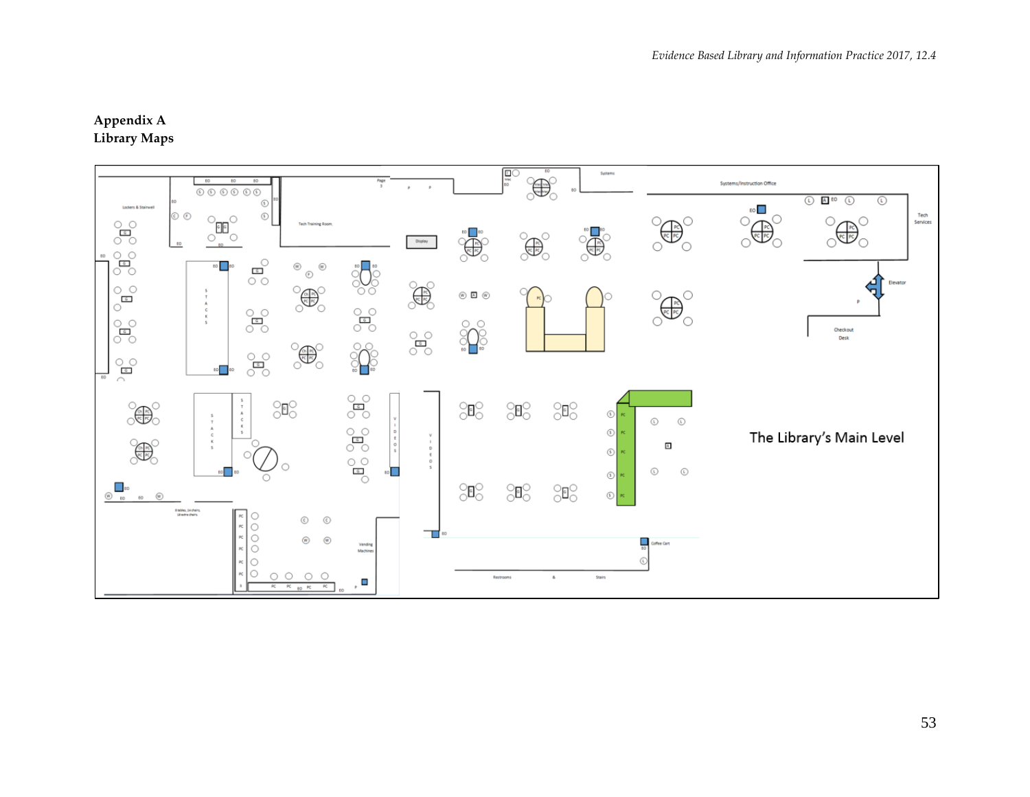## Appendix A
## Library Maps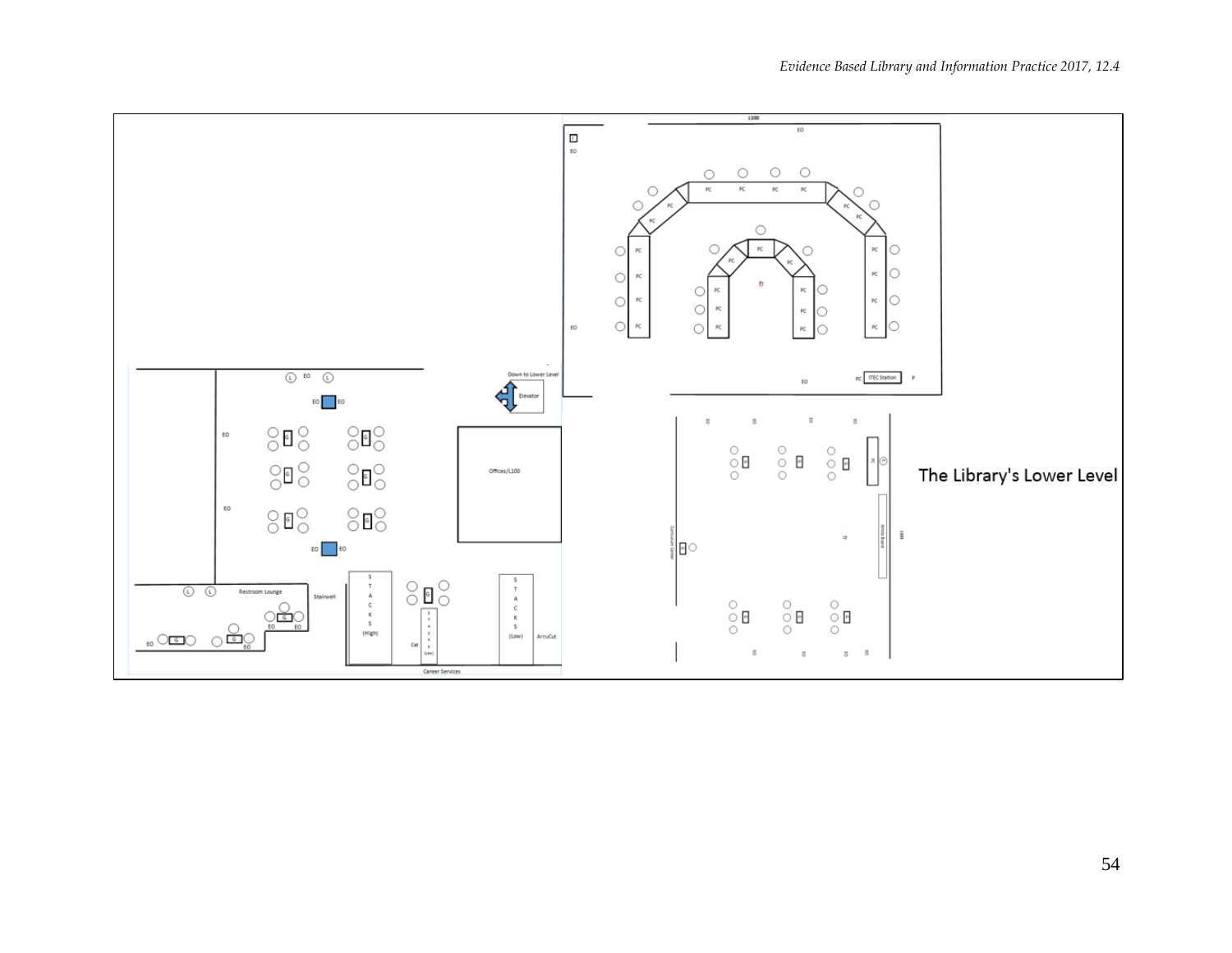The Library's Lower Level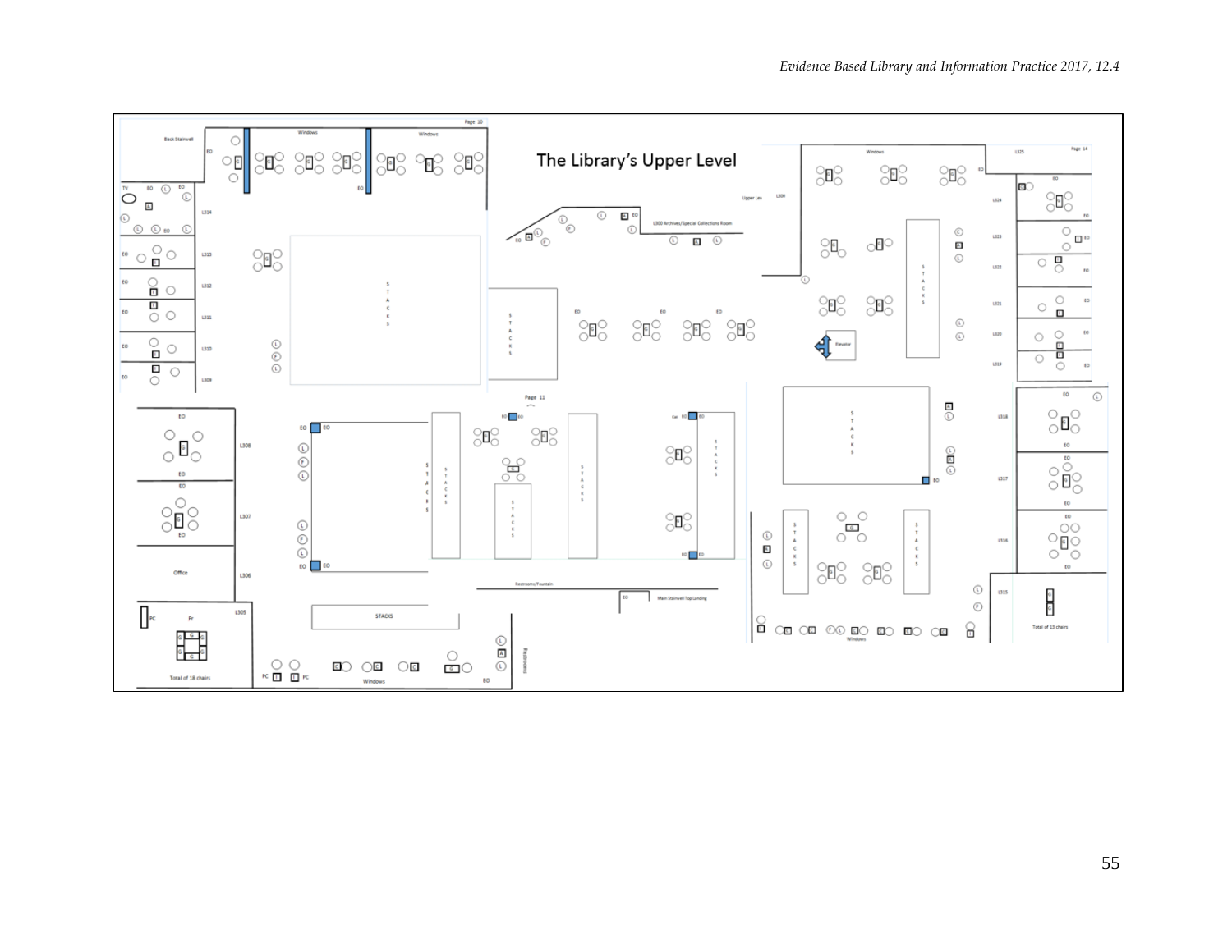The Library's Upper Level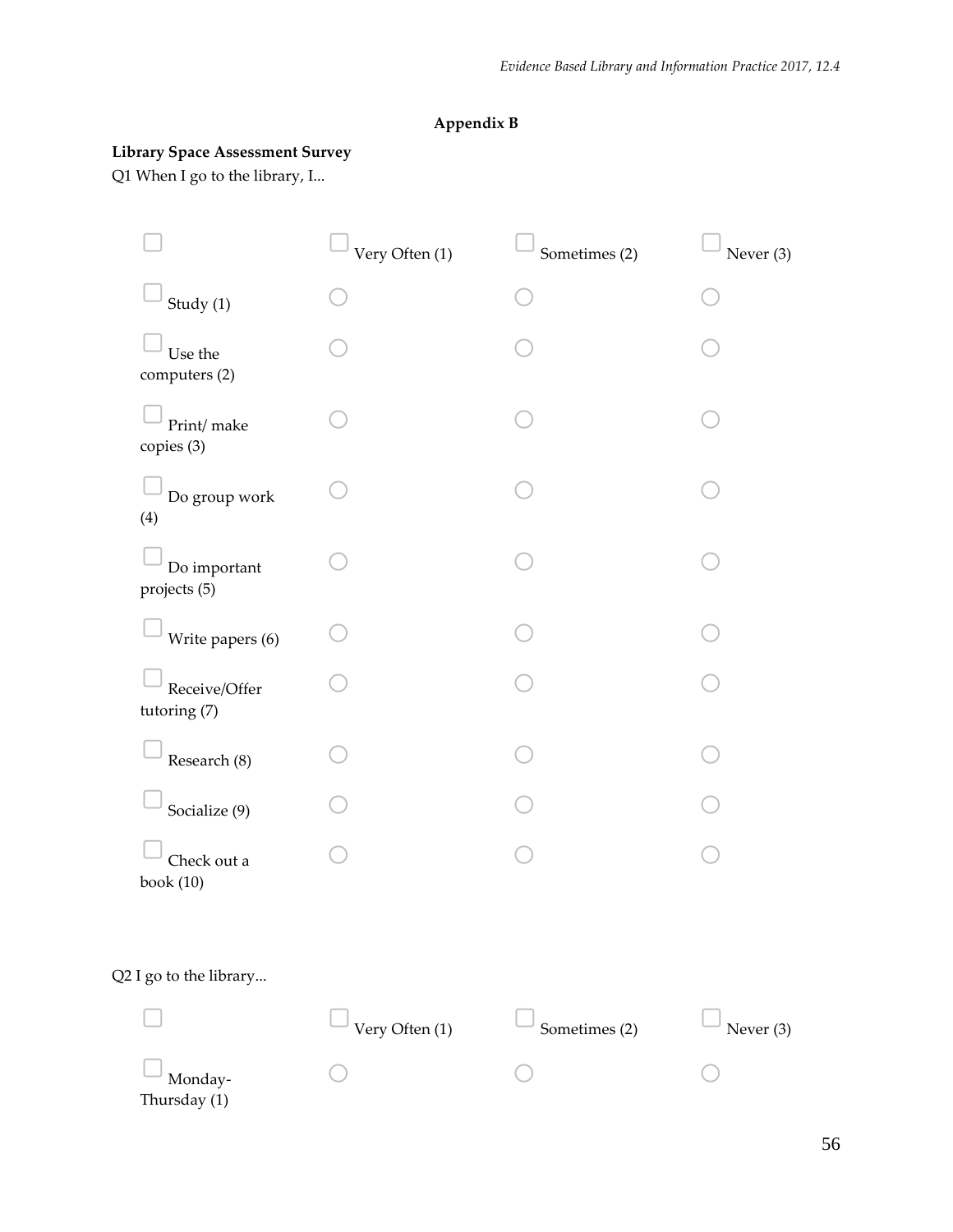## Appendix B

**Library Space Assessment Survey**

Q1 When I go to the library, I...

| | Very Often (1) | Sometimes (2) | Never (3) |
|---|---|---|---|
| Study (1) | ○ | ○ | ○ |
| Use the computers (2) | ○ | ○ | ○ |
| Print/ make copies (3) | ○ | ○ | ○ |
| Do group work (4) | ○ | ○ | ○ |
| Do important projects (5) | ○ | ○ | ○ |
| Write papers (6) | ○ | ○ | ○ |
| Receive/Offer tutoring (7) | ○ | ○ | ○ |
| Research (8) | ○ | ○ | ○ |
| Socialize (9) | ○ | ○ | ○ |
| Check out a book (10) | ○ | ○ | ○ |

Q2 I go to the library...

| | Very Often (1) | Sometimes (2) | Never (3) |
|---|---|---|---|
| Monday-Thursday (1) | ○ | ○ | ○ |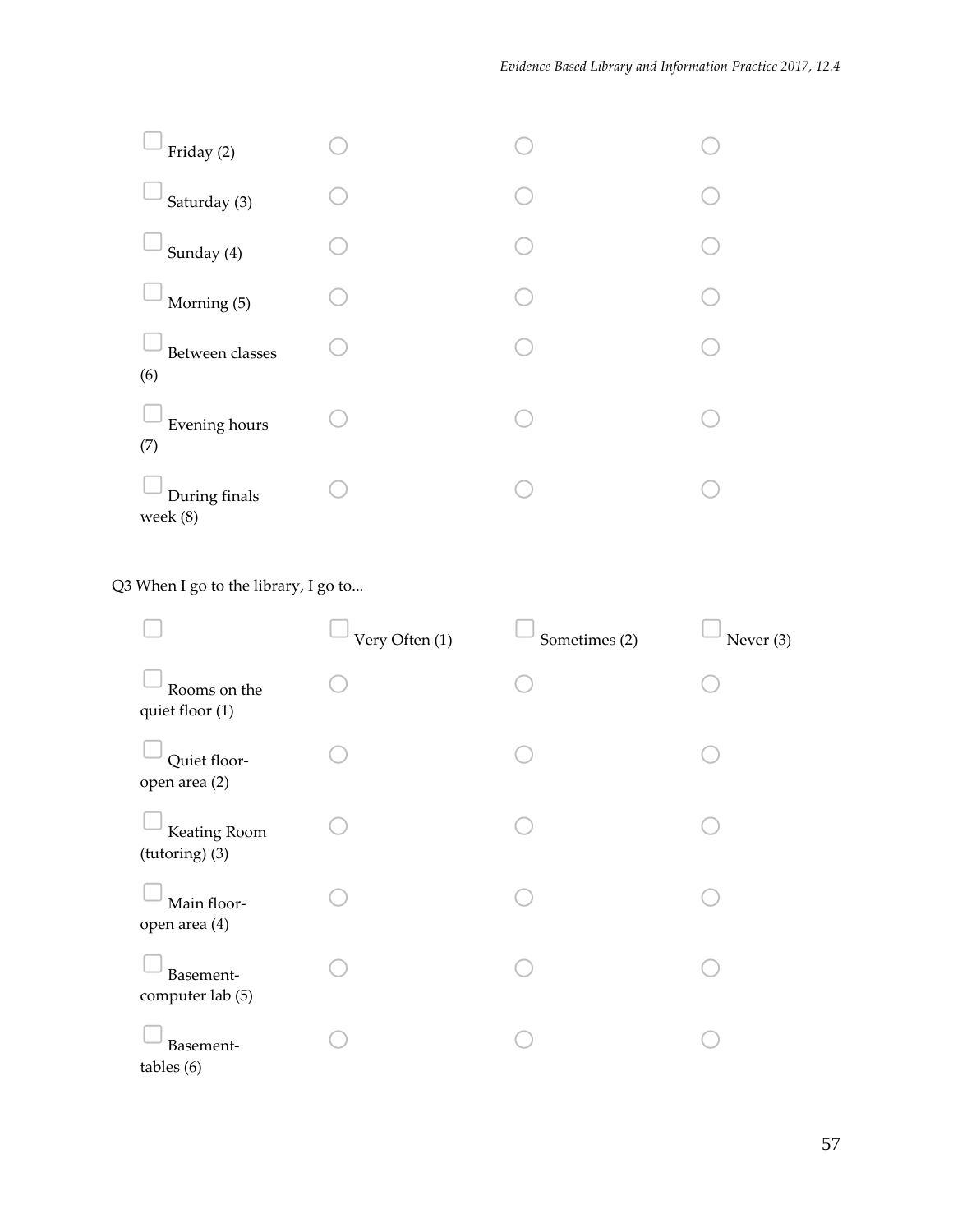| | | | |
|---|---|---|---|
| Friday (2) | ○ | ○ | ○ |
| Saturday (3) | ○ | ○ | ○ |
| Sunday (4) | ○ | ○ | ○ |
| Morning (5) | ○ | ○ | ○ |
| Between classes (6) | ○ | ○ | ○ |
| Evening hours (7) | ○ | ○ | ○ |
| During finals week (8) | ○ | ○ | ○ |

Q3 When I go to the library, I go to...

| | Very Often (1) | Sometimes (2) | Never (3) |
|---|---|---|---|
| Rooms on the quiet floor (1) | ○ | ○ | ○ |
| Quiet floor-open area (2) | ○ | ○ | ○ |
| Keating Room (tutoring) (3) | ○ | ○ | ○ |
| Main floor-open area (4) | ○ | ○ | ○ |
| Basement-computer lab (5) | ○ | ○ | ○ |
| Basement-tables (6) | ○ | ○ | ○ |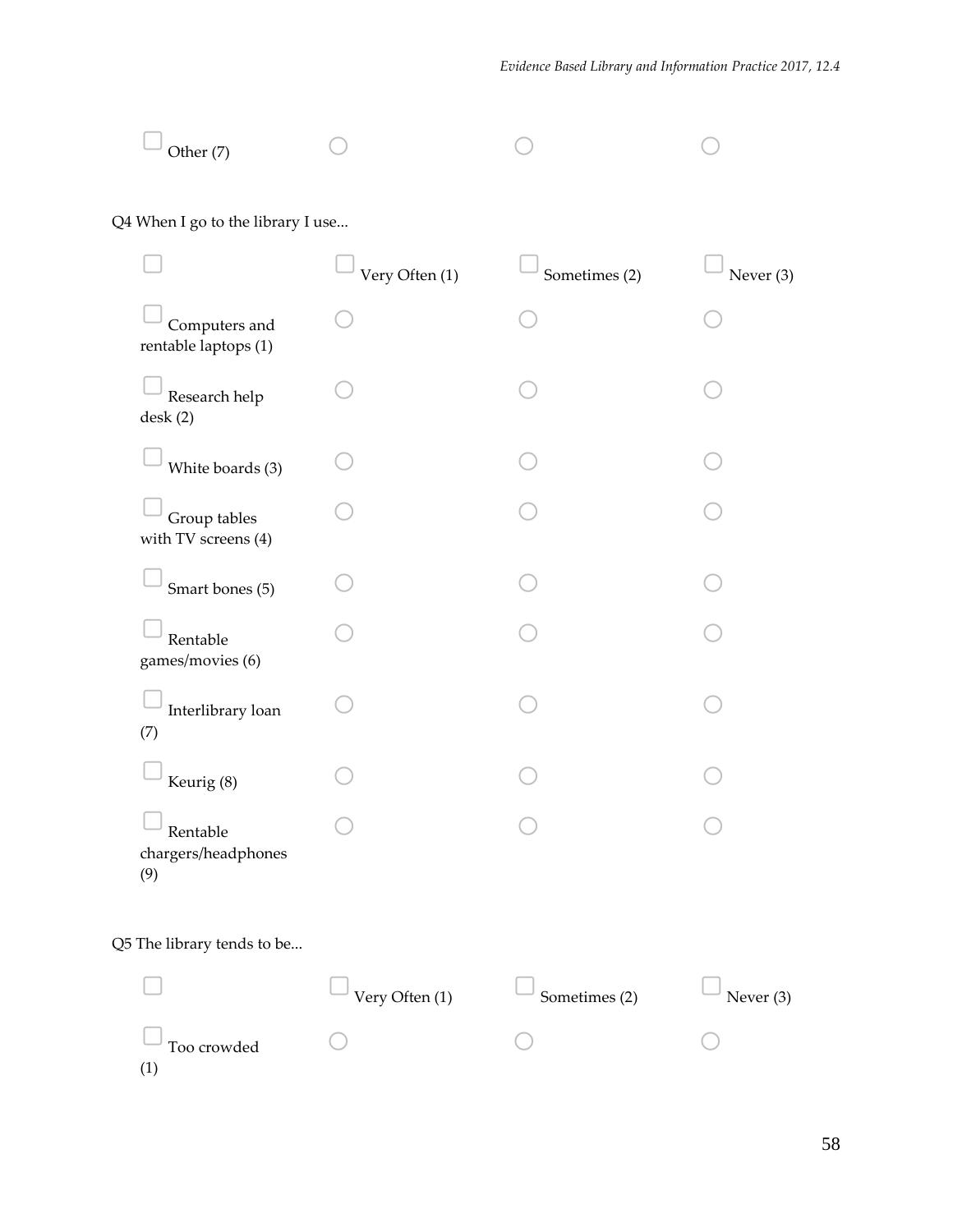| Other (7) | ○ | ○ | ○ |
|---|---|---|---|

Q4 When I go to the library I use...

| | Very Often (1) | Sometimes (2) | Never (3) |
|---|---|---|---|
| Computers and rentable laptops (1) | ○ | ○ | ○ |
| Research help desk (2) | ○ | ○ | ○ |
| White boards (3) | ○ | ○ | ○ |
| Group tables with TV screens (4) | ○ | ○ | ○ |
| Smart bones (5) | ○ | ○ | ○ |
| Rentable games/movies (6) | ○ | ○ | ○ |
| Interlibrary loan (7) | ○ | ○ | ○ |
| Keurig (8) | ○ | ○ | ○ |
| Rentable chargers/headphones (9) | ○ | ○ | ○ |

Q5 The library tends to be...

| | Very Often (1) | Sometimes (2) | Never (3) |
|---|---|---|---|
| Too crowded (1) | ○ | ○ | ○ |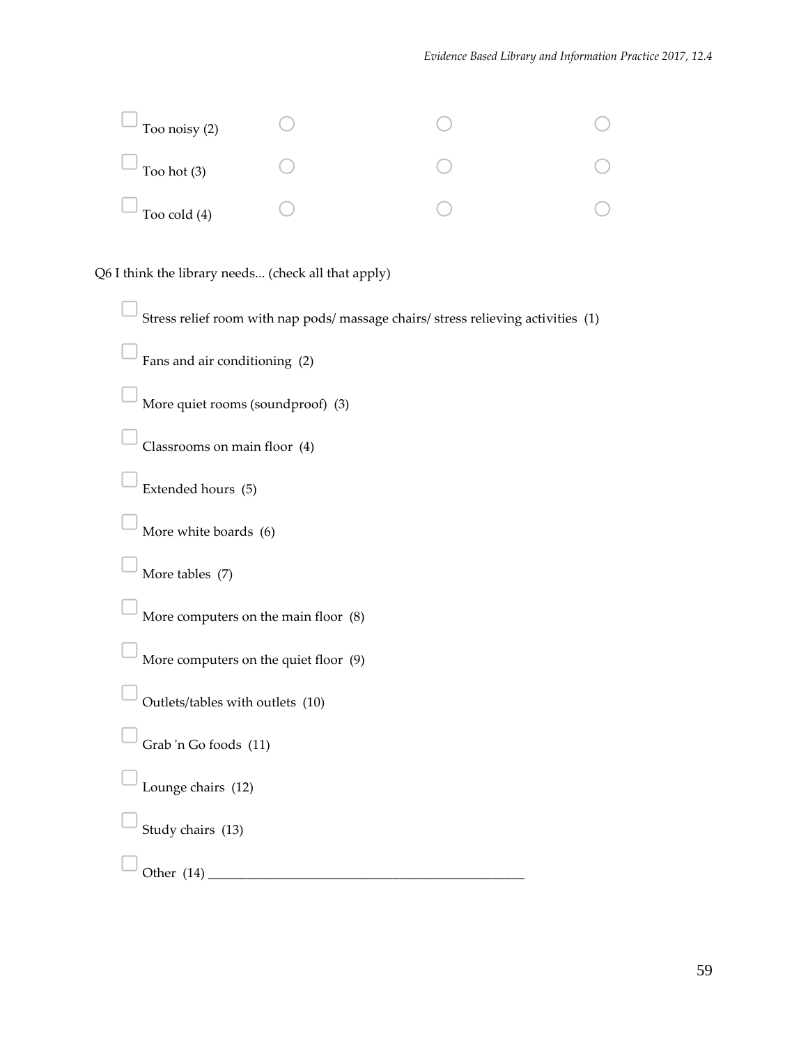| | | | |
|---|---|---|---|
| ☐ Too noisy (2) | ○ | ○ | ○ |
| ☐ Too hot (3) | ○ | ○ | ○ |
| ☐ Too cold (4) | ○ | ○ | ○ |

Q6 I think the library needs... (check all that apply)

- ☐ Stress relief room with nap pods/ massage chairs/ stress relieving activities (1)
- ☐ Fans and air conditioning (2)
- ☐ More quiet rooms (soundproof) (3)
- ☐ Classrooms on main floor (4)
- ☐ Extended hours (5)
- ☐ More white boards (6)
- ☐ More tables (7)
- ☐ More computers on the main floor (8)
- ☐ More computers on the quiet floor (9)
- ☐ Outlets/tables with outlets (10)
- ☐ Grab 'n Go foods (11)
- ☐ Lounge chairs (12)
- ☐ Study chairs (13)
- ☐ Other (14) ____________________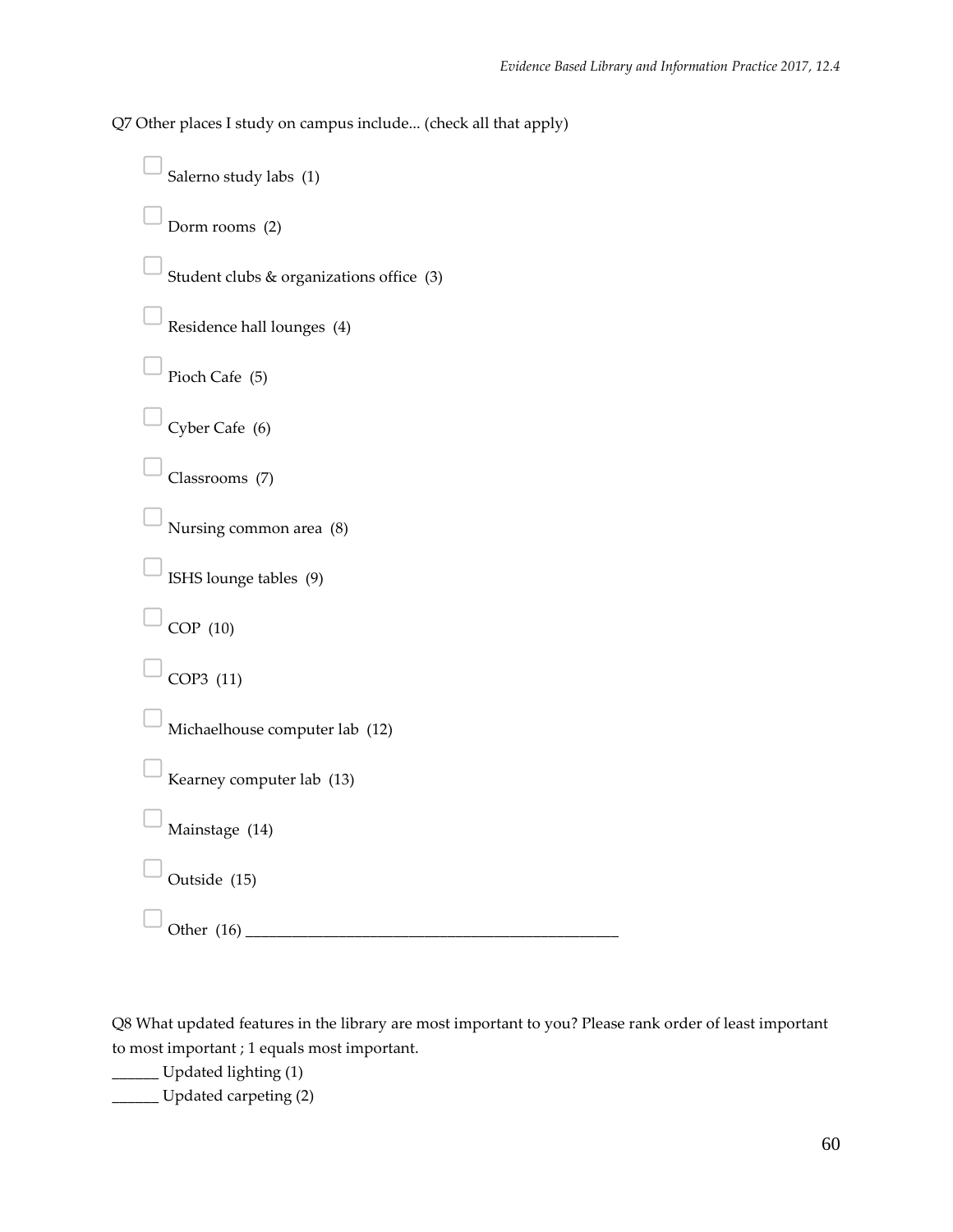Q7 Other places I study on campus include... (check all that apply)

- ☐ Salerno study labs (1)
- ☐ Dorm rooms (2)
- ☐ Student clubs & organizations office (3)
- ☐ Residence hall lounges (4)
- ☐ Pioch Cafe (5)
- ☐ Cyber Cafe (6)
- ☐ Classrooms (7)
- ☐ Nursing common area (8)
- ☐ ISHS lounge tables (9)
- ☐ COP (10)
- ☐ COP3 (11)
- ☐ Michaelhouse computer lab (12)
- ☐ Kearney computer lab (13)
- ☐ Mainstage (14)
- ☐ Outside (15)
- ☐ Other (16) ________________________________________________

Q8 What updated features in the library are most important to you? Please rank order of least important to most important ; 1 equals most important.

______ Updated lighting (1)

______ Updated carpeting (2)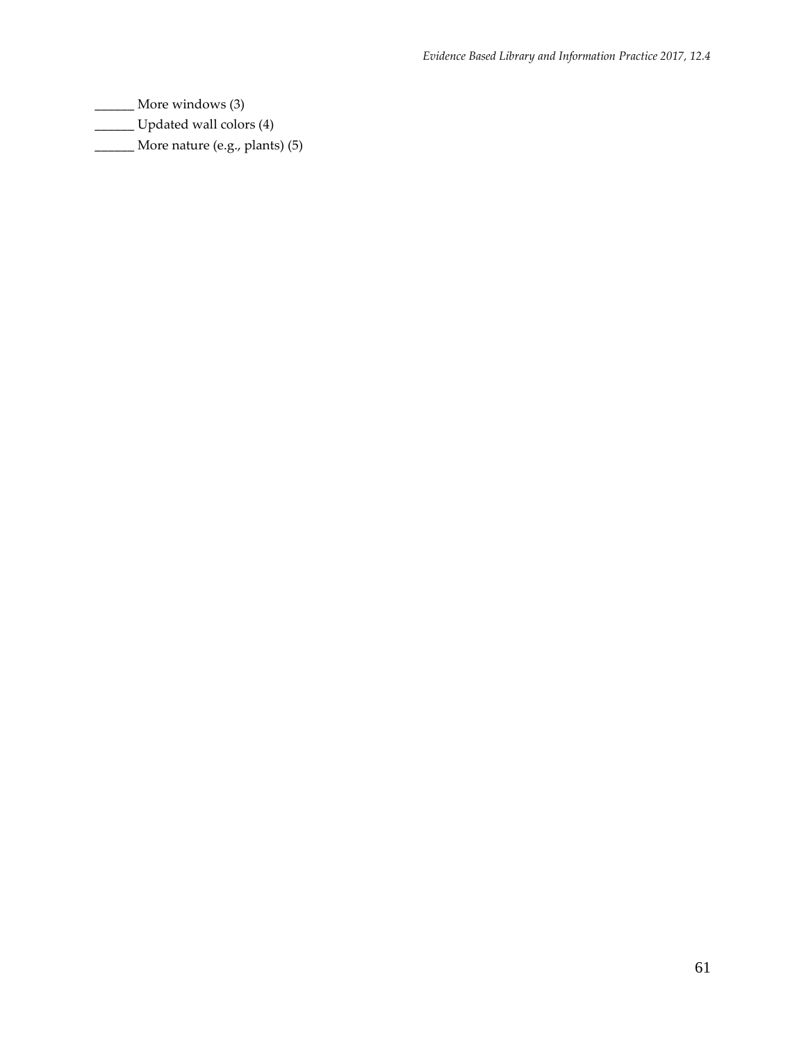______ More windows (3)

______ Updated wall colors (4)

______ More nature (e.g., plants) (5)